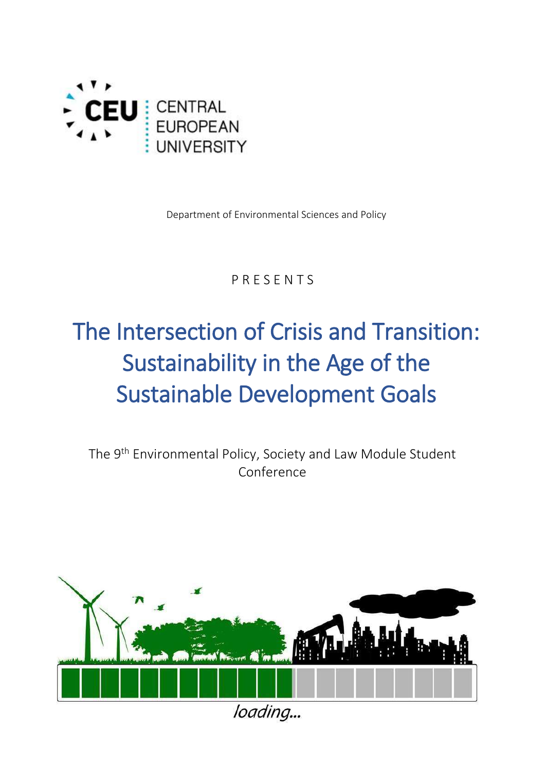CENTRAL EUROPEAN UNIVERSITY

Department of Environmental Sciences and Policy

PRESENTS

# The Intersection of Crisis and Transition: Sustainability in the Age of the Sustainable Development Goals

The 9th Environmental Policy, Society and Law Module Student Conference

*loading...*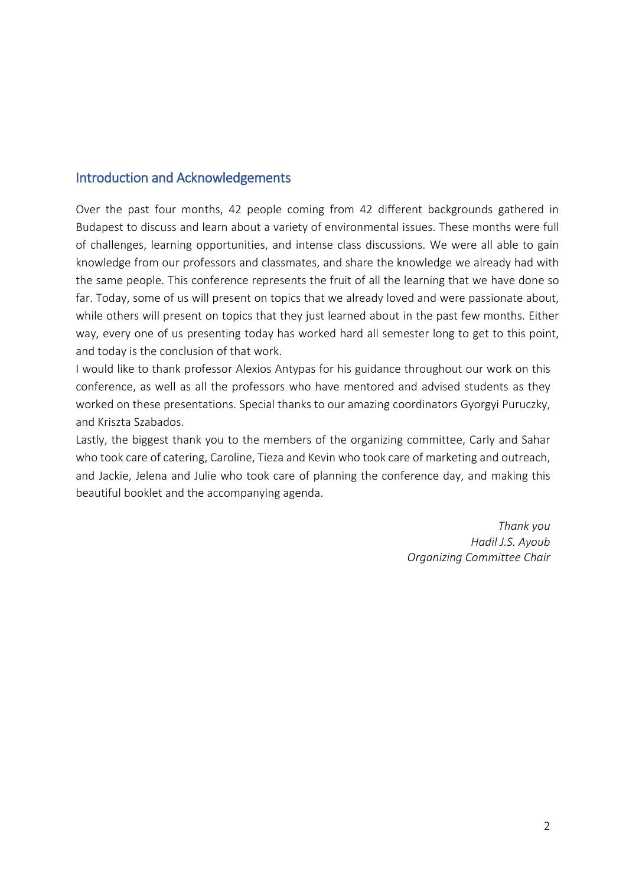## Introduction and Acknowledgements

Over the past four months, 42 people coming from 42 different backgrounds gathered in Budapest to discuss and learn about a variety of environmental issues. These months were full of challenges, learning opportunities, and intense class discussions. We were all able to gain knowledge from our professors and classmates, and share the knowledge we already had with the same people. This conference represents the fruit of all the learning that we have done so far. Today, some of us will present on topics that we already loved and were passionate about, while others will present on topics that they just learned about in the past few months. Either way, every one of us presenting today has worked hard all semester long to get to this point, and today is the conclusion of that work.

I would like to thank professor Alexios Antypas for his guidance throughout our work on this conference, as well as all the professors who have mentored and advised students as they worked on these presentations. Special thanks to our amazing coordinators Gyorgyi Puruczky, and Kriszta Szabados.

Lastly, the biggest thank you to the members of the organizing committee, Carly and Sahar who took care of catering, Caroline, Tieza and Kevin who took care of marketing and outreach, and Jackie, Jelena and Julie who took care of planning the conference day, and making this beautiful booklet and the accompanying agenda.

*Thank you*
*Hadil J.S. Ayoub*
*Organizing Committee Chair*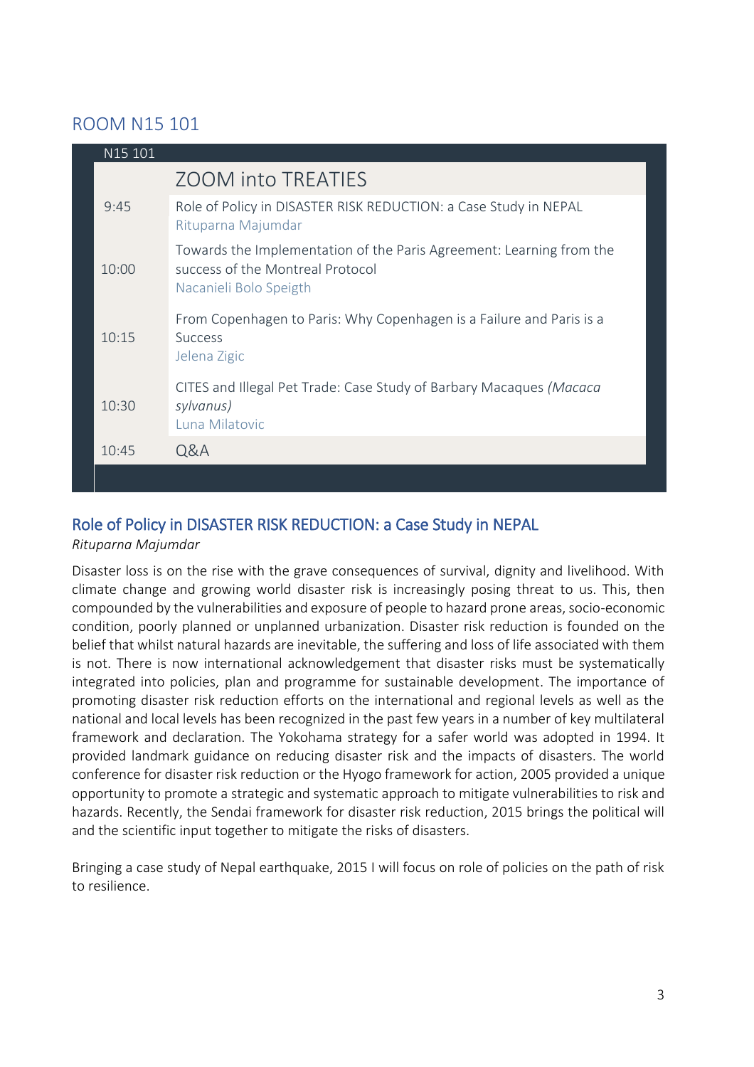## ROOM N15 101

| N15 101 | |
|---|---|
| | ZOOM into TREATIES |
| 9:45 | Role of Policy in DISASTER RISK REDUCTION: a Case Study in NEPAL<br>Rituparna Majumdar |
| 10:00 | Towards the Implementation of the Paris Agreement: Learning from the success of the Montreal Protocol<br>Nacanieli Bolo Speigth |
| 10:15 | From Copenhagen to Paris: Why Copenhagen is a Failure and Paris is a Success<br>Jelena Zigic |
| 10:30 | CITES and Illegal Pet Trade: Case Study of Barbary Macaques *(Macaca sylvanus)*<br>Luna Milatovic |
| 10:45 | Q&A |

### Role of Policy in DISASTER RISK REDUCTION: a Case Study in NEPAL

*Rituparna Majumdar*

Disaster loss is on the rise with the grave consequences of survival, dignity and livelihood. With climate change and growing world disaster risk is increasingly posing threat to us. This, then compounded by the vulnerabilities and exposure of people to hazard prone areas, socio-economic condition, poorly planned or unplanned urbanization. Disaster risk reduction is founded on the belief that whilst natural hazards are inevitable, the suffering and loss of life associated with them is not. There is now international acknowledgement that disaster risks must be systematically integrated into policies, plan and programme for sustainable development. The importance of promoting disaster risk reduction efforts on the international and regional levels as well as the national and local levels has been recognized in the past few years in a number of key multilateral framework and declaration. The Yokohama strategy for a safer world was adopted in 1994. It provided landmark guidance on reducing disaster risk and the impacts of disasters. The world conference for disaster risk reduction or the Hyogo framework for action, 2005 provided a unique opportunity to promote a strategic and systematic approach to mitigate vulnerabilities to risk and hazards. Recently, the Sendai framework for disaster risk reduction, 2015 brings the political will and the scientific input together to mitigate the risks of disasters.

Bringing a case study of Nepal earthquake, 2015 I will focus on role of policies on the path of risk to resilience.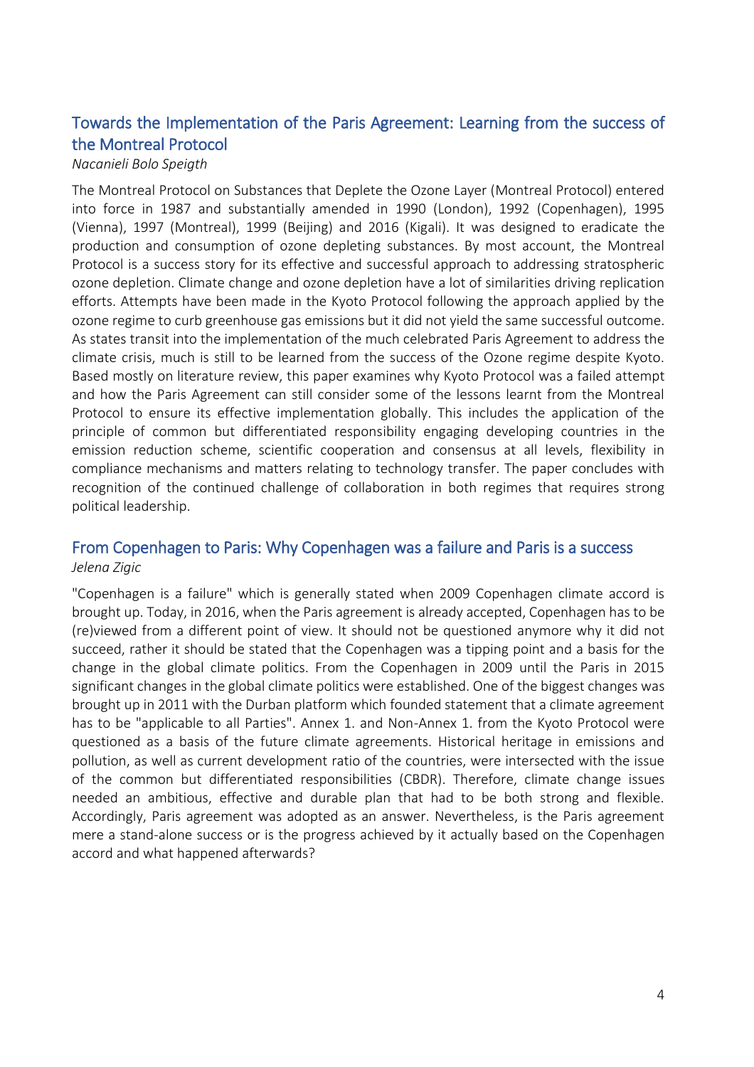## Towards the Implementation of the Paris Agreement: Learning from the success of the Montreal Protocol

*Nacanieli Bolo Speigth*

The Montreal Protocol on Substances that Deplete the Ozone Layer (Montreal Protocol) entered into force in 1987 and substantially amended in 1990 (London), 1992 (Copenhagen), 1995 (Vienna), 1997 (Montreal), 1999 (Beijing) and 2016 (Kigali). It was designed to eradicate the production and consumption of ozone depleting substances. By most account, the Montreal Protocol is a success story for its effective and successful approach to addressing stratospheric ozone depletion. Climate change and ozone depletion have a lot of similarities driving replication efforts. Attempts have been made in the Kyoto Protocol following the approach applied by the ozone regime to curb greenhouse gas emissions but it did not yield the same successful outcome. As states transit into the implementation of the much celebrated Paris Agreement to address the climate crisis, much is still to be learned from the success of the Ozone regime despite Kyoto. Based mostly on literature review, this paper examines why Kyoto Protocol was a failed attempt and how the Paris Agreement can still consider some of the lessons learnt from the Montreal Protocol to ensure its effective implementation globally. This includes the application of the principle of common but differentiated responsibility engaging developing countries in the emission reduction scheme, scientific cooperation and consensus at all levels, flexibility in compliance mechanisms and matters relating to technology transfer. The paper concludes with recognition of the continued challenge of collaboration in both regimes that requires strong political leadership.

## From Copenhagen to Paris: Why Copenhagen was a failure and Paris is a success

*Jelena Zigic*

"Copenhagen is a failure" which is generally stated when 2009 Copenhagen climate accord is brought up. Today, in 2016, when the Paris agreement is already accepted, Copenhagen has to be (re)viewed from a different point of view. It should not be questioned anymore why it did not succeed, rather it should be stated that the Copenhagen was a tipping point and a basis for the change in the global climate politics. From the Copenhagen in 2009 until the Paris in 2015 significant changes in the global climate politics were established. One of the biggest changes was brought up in 2011 with the Durban platform which founded statement that a climate agreement has to be "applicable to all Parties". Annex 1. and Non-Annex 1. from the Kyoto Protocol were questioned as a basis of the future climate agreements. Historical heritage in emissions and pollution, as well as current development ratio of the countries, were intersected with the issue of the common but differentiated responsibilities (CBDR). Therefore, climate change issues needed an ambitious, effective and durable plan that had to be both strong and flexible. Accordingly, Paris agreement was adopted as an answer. Nevertheless, is the Paris agreement mere a stand-alone success or is the progress achieved by it actually based on the Copenhagen accord and what happened afterwards?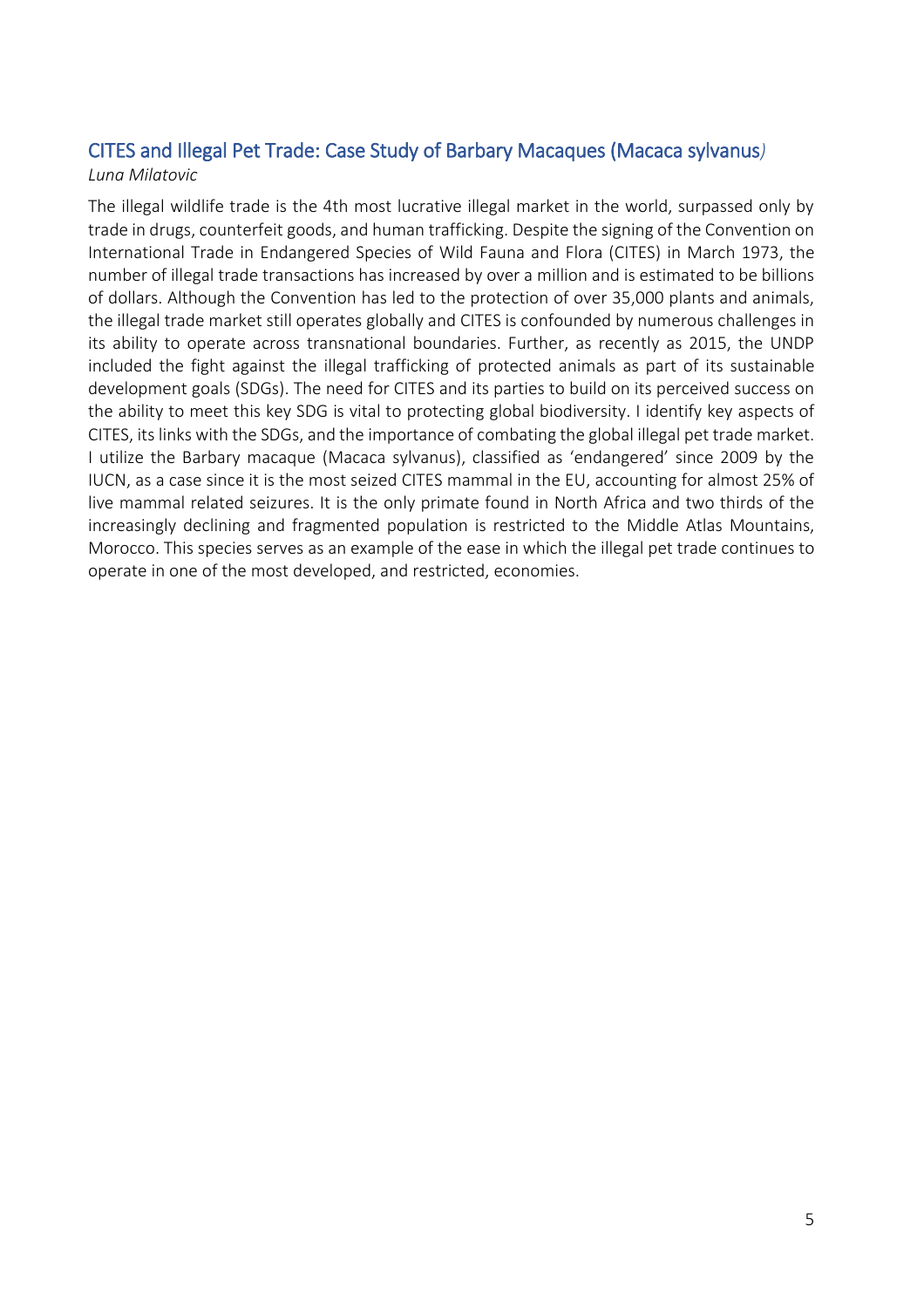## CITES and Illegal Pet Trade: Case Study of Barbary Macaques (Macaca sylvanus*)*

*Luna Milatovic*

The illegal wildlife trade is the 4th most lucrative illegal market in the world, surpassed only by trade in drugs, counterfeit goods, and human trafficking. Despite the signing of the Convention on International Trade in Endangered Species of Wild Fauna and Flora (CITES) in March 1973, the number of illegal trade transactions has increased by over a million and is estimated to be billions of dollars. Although the Convention has led to the protection of over 35,000 plants and animals, the illegal trade market still operates globally and CITES is confounded by numerous challenges in its ability to operate across transnational boundaries. Further, as recently as 2015, the UNDP included the fight against the illegal trafficking of protected animals as part of its sustainable development goals (SDGs). The need for CITES and its parties to build on its perceived success on the ability to meet this key SDG is vital to protecting global biodiversity. I identify key aspects of CITES, its links with the SDGs, and the importance of combating the global illegal pet trade market. I utilize the Barbary macaque (Macaca sylvanus), classified as 'endangered' since 2009 by the IUCN, as a case since it is the most seized CITES mammal in the EU, accounting for almost 25% of live mammal related seizures. It is the only primate found in North Africa and two thirds of the increasingly declining and fragmented population is restricted to the Middle Atlas Mountains, Morocco. This species serves as an example of the ease in which the illegal pet trade continues to operate in one of the most developed, and restricted, economies.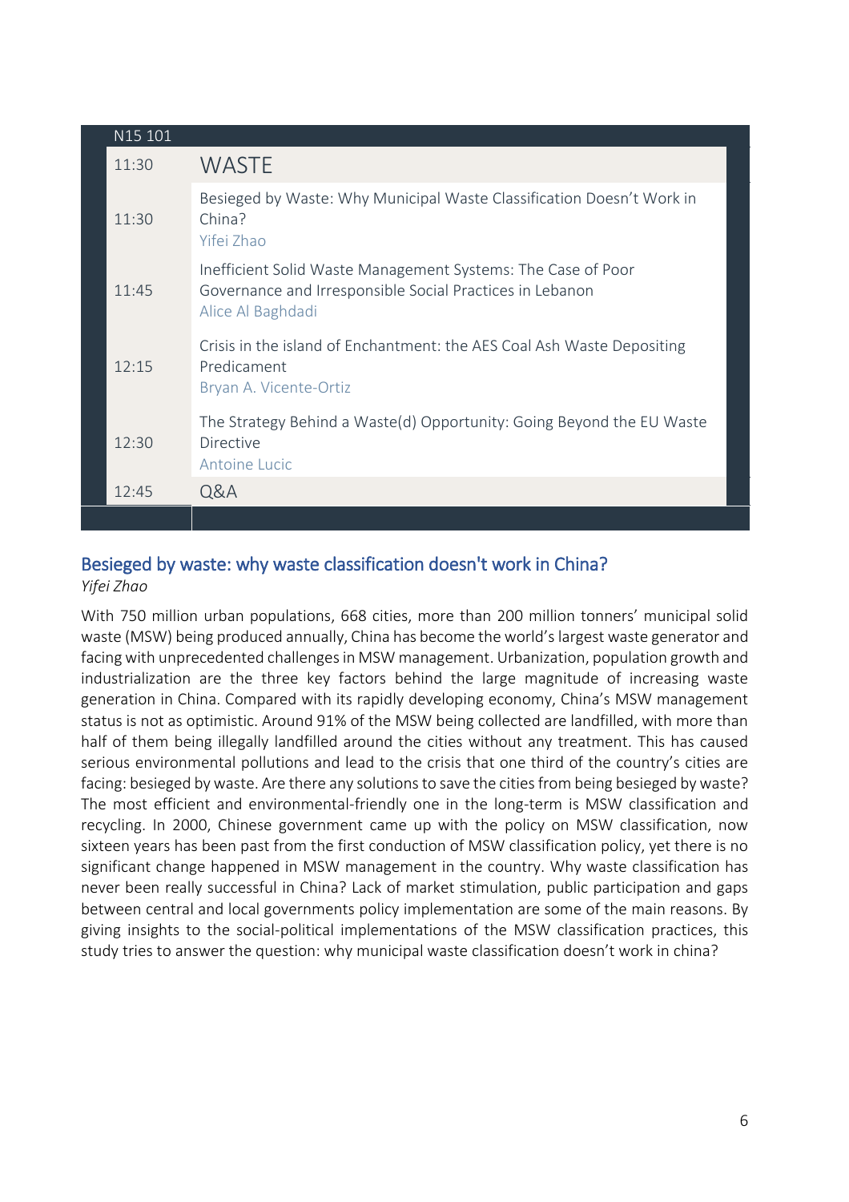| N15 101 | |
|---|---|
| 11:30 | WASTE |
| 11:30 | Besieged by Waste: Why Municipal Waste Classification Doesn't Work in China?<br>Yifei Zhao |
| 11:45 | Inefficient Solid Waste Management Systems: The Case of Poor Governance and Irresponsible Social Practices in Lebanon<br>Alice Al Baghdadi |
| 12:15 | Crisis in the island of Enchantment: the AES Coal Ash Waste Depositing Predicament<br>Bryan A. Vicente-Ortiz |
| 12:30 | The Strategy Behind a Waste(d) Opportunity: Going Beyond the EU Waste Directive<br>Antoine Lucic |
| 12:45 | Q&A |

## Besieged by waste: why waste classification doesn't work in China?

*Yifei Zhao*

With 750 million urban populations, 668 cities, more than 200 million tonners' municipal solid waste (MSW) being produced annually, China has become the world's largest waste generator and facing with unprecedented challenges in MSW management. Urbanization, population growth and industrialization are the three key factors behind the large magnitude of increasing waste generation in China. Compared with its rapidly developing economy, China's MSW management status is not as optimistic. Around 91% of the MSW being collected are landfilled, with more than half of them being illegally landfilled around the cities without any treatment. This has caused serious environmental pollutions and lead to the crisis that one third of the country's cities are facing: besieged by waste. Are there any solutions to save the cities from being besieged by waste? The most efficient and environmental-friendly one in the long-term is MSW classification and recycling. In 2000, Chinese government came up with the policy on MSW classification, now sixteen years has been past from the first conduction of MSW classification policy, yet there is no significant change happened in MSW management in the country. Why waste classification has never been really successful in China? Lack of market stimulation, public participation and gaps between central and local governments policy implementation are some of the main reasons. By giving insights to the social-political implementations of the MSW classification practices, this study tries to answer the question: why municipal waste classification doesn't work in china?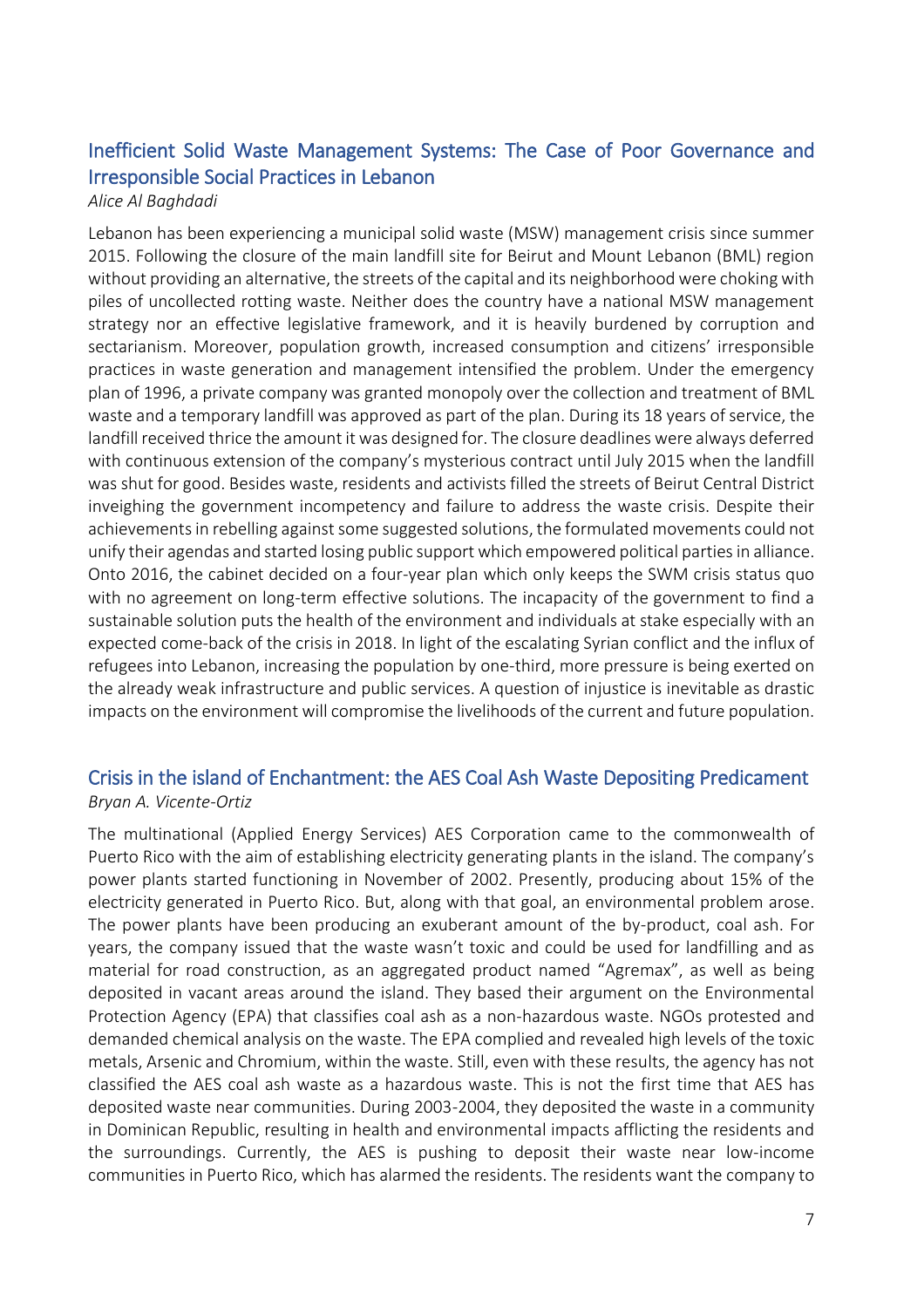## Inefficient Solid Waste Management Systems: The Case of Poor Governance and Irresponsible Social Practices in Lebanon

*Alice Al Baghdadi*

Lebanon has been experiencing a municipal solid waste (MSW) management crisis since summer 2015. Following the closure of the main landfill site for Beirut and Mount Lebanon (BML) region without providing an alternative, the streets of the capital and its neighborhood were choking with piles of uncollected rotting waste. Neither does the country have a national MSW management strategy nor an effective legislative framework, and it is heavily burdened by corruption and sectarianism. Moreover, population growth, increased consumption and citizens' irresponsible practices in waste generation and management intensified the problem. Under the emergency plan of 1996, a private company was granted monopoly over the collection and treatment of BML waste and a temporary landfill was approved as part of the plan. During its 18 years of service, the landfill received thrice the amount it was designed for. The closure deadlines were always deferred with continuous extension of the company's mysterious contract until July 2015 when the landfill was shut for good. Besides waste, residents and activists filled the streets of Beirut Central District inveighing the government incompetency and failure to address the waste crisis. Despite their achievements in rebelling against some suggested solutions, the formulated movements could not unify their agendas and started losing public support which empowered political parties in alliance. Onto 2016, the cabinet decided on a four-year plan which only keeps the SWM crisis status quo with no agreement on long-term effective solutions. The incapacity of the government to find a sustainable solution puts the health of the environment and individuals at stake especially with an expected come-back of the crisis in 2018. In light of the escalating Syrian conflict and the influx of refugees into Lebanon, increasing the population by one-third, more pressure is being exerted on the already weak infrastructure and public services. A question of injustice is inevitable as drastic impacts on the environment will compromise the livelihoods of the current and future population.

## Crisis in the island of Enchantment: the AES Coal Ash Waste Depositing Predicament

*Bryan A. Vicente-Ortiz*

The multinational (Applied Energy Services) AES Corporation came to the commonwealth of Puerto Rico with the aim of establishing electricity generating plants in the island. The company's power plants started functioning in November of 2002. Presently, producing about 15% of the electricity generated in Puerto Rico. But, along with that goal, an environmental problem arose. The power plants have been producing an exuberant amount of the by-product, coal ash. For years, the company issued that the waste wasn't toxic and could be used for landfilling and as material for road construction, as an aggregated product named "Agremax", as well as being deposited in vacant areas around the island. They based their argument on the Environmental Protection Agency (EPA) that classifies coal ash as a non-hazardous waste. NGOs protested and demanded chemical analysis on the waste. The EPA complied and revealed high levels of the toxic metals, Arsenic and Chromium, within the waste. Still, even with these results, the agency has not classified the AES coal ash waste as a hazardous waste. This is not the first time that AES has deposited waste near communities. During 2003-2004, they deposited the waste in a community in Dominican Republic, resulting in health and environmental impacts afflicting the residents and the surroundings. Currently, the AES is pushing to deposit their waste near low-income communities in Puerto Rico, which has alarmed the residents. The residents want the company to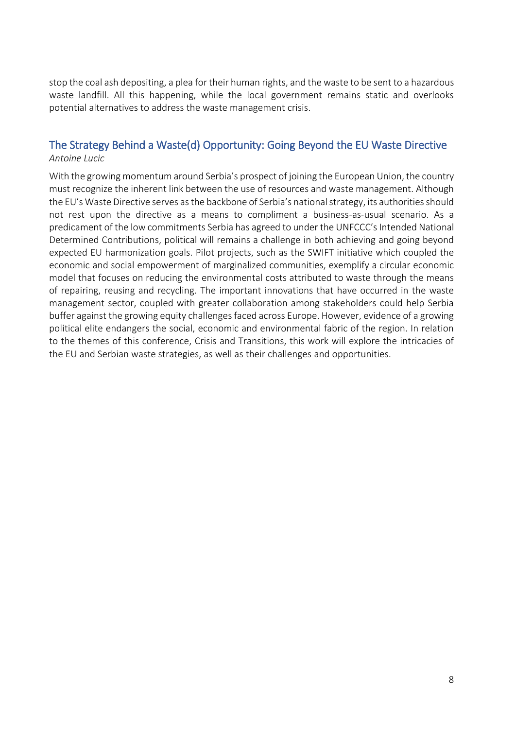stop the coal ash depositing, a plea for their human rights, and the waste to be sent to a hazardous waste landfill. All this happening, while the local government remains static and overlooks potential alternatives to address the waste management crisis.

## The Strategy Behind a Waste(d) Opportunity: Going Beyond the EU Waste Directive

*Antoine Lucic*

With the growing momentum around Serbia's prospect of joining the European Union, the country must recognize the inherent link between the use of resources and waste management. Although the EU's Waste Directive serves as the backbone of Serbia's national strategy, its authorities should not rest upon the directive as a means to compliment a business-as-usual scenario. As a predicament of the low commitments Serbia has agreed to under the UNFCCC's Intended National Determined Contributions, political will remains a challenge in both achieving and going beyond expected EU harmonization goals. Pilot projects, such as the SWIFT initiative which coupled the economic and social empowerment of marginalized communities, exemplify a circular economic model that focuses on reducing the environmental costs attributed to waste through the means of repairing, reusing and recycling. The important innovations that have occurred in the waste management sector, coupled with greater collaboration among stakeholders could help Serbia buffer against the growing equity challenges faced across Europe. However, evidence of a growing political elite endangers the social, economic and environmental fabric of the region. In relation to the themes of this conference, Crisis and Transitions, this work will explore the intricacies of the EU and Serbian waste strategies, as well as their challenges and opportunities.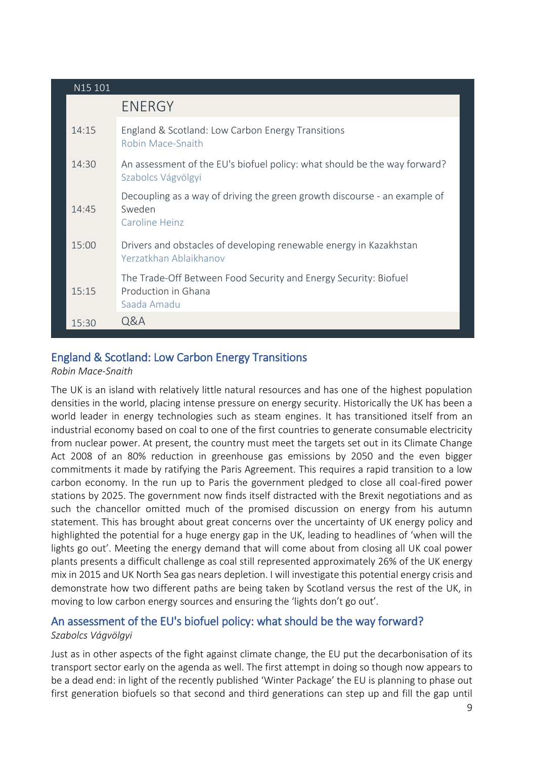| N15 101 | |
|---|---|
| | ENERGY |
| 14:15 | England & Scotland: Low Carbon Energy Transitions<br>Robin Mace-Snaith |
| 14:30 | An assessment of the EU's biofuel policy: what should be the way forward?<br>Szabolcs Vágvölgyi |
| 14:45 | Decoupling as a way of driving the green growth discourse - an example of Sweden<br>Caroline Heinz |
| 15:00 | Drivers and obstacles of developing renewable energy in Kazakhstan<br>Yerzatkhan Ablaikhanov |
| 15:15 | The Trade-Off Between Food Security and Energy Security: Biofuel Production in Ghana<br>Saada Amadu |
| 15:30 | Q&A |

## England & Scotland: Low Carbon Energy Transitions

*Robin Mace-Snaith*

The UK is an island with relatively little natural resources and has one of the highest population densities in the world, placing intense pressure on energy security. Historically the UK has been a world leader in energy technologies such as steam engines. It has transitioned itself from an industrial economy based on coal to one of the first countries to generate consumable electricity from nuclear power. At present, the country must meet the targets set out in its Climate Change Act 2008 of an 80% reduction in greenhouse gas emissions by 2050 and the even bigger commitments it made by ratifying the Paris Agreement. This requires a rapid transition to a low carbon economy. In the run up to Paris the government pledged to close all coal-fired power stations by 2025. The government now finds itself distracted with the Brexit negotiations and as such the chancellor omitted much of the promised discussion on energy from his autumn statement. This has brought about great concerns over the uncertainty of UK energy policy and highlighted the potential for a huge energy gap in the UK, leading to headlines of 'when will the lights go out'. Meeting the energy demand that will come about from closing all UK coal power plants presents a difficult challenge as coal still represented approximately 26% of the UK energy mix in 2015 and UK North Sea gas nears depletion. I will investigate this potential energy crisis and demonstrate how two different paths are being taken by Scotland versus the rest of the UK, in moving to low carbon energy sources and ensuring the 'lights don't go out'.

## An assessment of the EU's biofuel policy: what should be the way forward?

*Szabolcs Vágvölgyi*

Just as in other aspects of the fight against climate change, the EU put the decarbonisation of its transport sector early on the agenda as well. The first attempt in doing so though now appears to be a dead end: in light of the recently published 'Winter Package' the EU is planning to phase out first generation biofuels so that second and third generations can step up and fill the gap until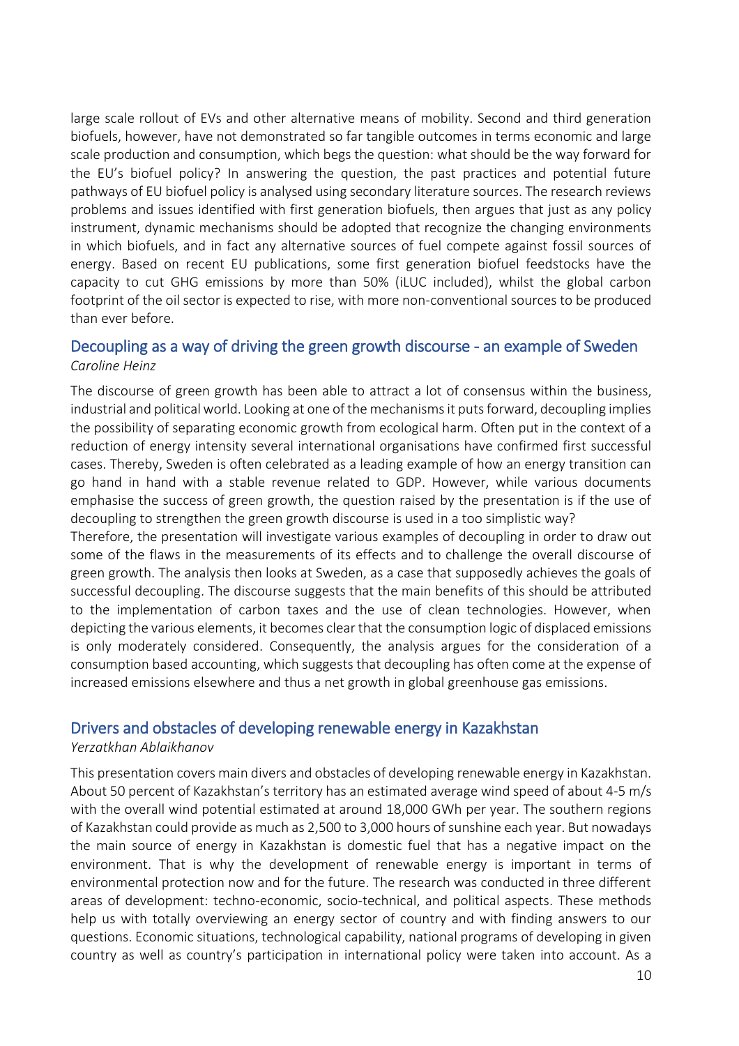large scale rollout of EVs and other alternative means of mobility. Second and third generation biofuels, however, have not demonstrated so far tangible outcomes in terms economic and large scale production and consumption, which begs the question: what should be the way forward for the EU's biofuel policy? In answering the question, the past practices and potential future pathways of EU biofuel policy is analysed using secondary literature sources. The research reviews problems and issues identified with first generation biofuels, then argues that just as any policy instrument, dynamic mechanisms should be adopted that recognize the changing environments in which biofuels, and in fact any alternative sources of fuel compete against fossil sources of energy. Based on recent EU publications, some first generation biofuel feedstocks have the capacity to cut GHG emissions by more than 50% (iLUC included), whilst the global carbon footprint of the oil sector is expected to rise, with more non-conventional sources to be produced than ever before.

## Decoupling as a way of driving the green growth discourse - an example of Sweden

*Caroline Heinz*

The discourse of green growth has been able to attract a lot of consensus within the business, industrial and political world. Looking at one of the mechanisms it puts forward, decoupling implies the possibility of separating economic growth from ecological harm. Often put in the context of a reduction of energy intensity several international organisations have confirmed first successful cases. Thereby, Sweden is often celebrated as a leading example of how an energy transition can go hand in hand with a stable revenue related to GDP. However, while various documents emphasise the success of green growth, the question raised by the presentation is if the use of decoupling to strengthen the green growth discourse is used in a too simplistic way?

Therefore, the presentation will investigate various examples of decoupling in order to draw out some of the flaws in the measurements of its effects and to challenge the overall discourse of green growth. The analysis then looks at Sweden, as a case that supposedly achieves the goals of successful decoupling. The discourse suggests that the main benefits of this should be attributed to the implementation of carbon taxes and the use of clean technologies. However, when depicting the various elements, it becomes clear that the consumption logic of displaced emissions is only moderately considered. Consequently, the analysis argues for the consideration of a consumption based accounting, which suggests that decoupling has often come at the expense of increased emissions elsewhere and thus a net growth in global greenhouse gas emissions.

## Drivers and obstacles of developing renewable energy in Kazakhstan

*Yerzatkhan Ablaikhanov*

This presentation covers main divers and obstacles of developing renewable energy in Kazakhstan. About 50 percent of Kazakhstan's territory has an estimated average wind speed of about 4-5 m/s with the overall wind potential estimated at around 18,000 GWh per year. The southern regions of Kazakhstan could provide as much as 2,500 to 3,000 hours of sunshine each year. But nowadays the main source of energy in Kazakhstan is domestic fuel that has a negative impact on the environment. That is why the development of renewable energy is important in terms of environmental protection now and for the future. The research was conducted in three different areas of development: techno-economic, socio-technical, and political aspects. These methods help us with totally overviewing an energy sector of country and with finding answers to our questions. Economic situations, technological capability, national programs of developing in given country as well as country's participation in international policy were taken into account. As a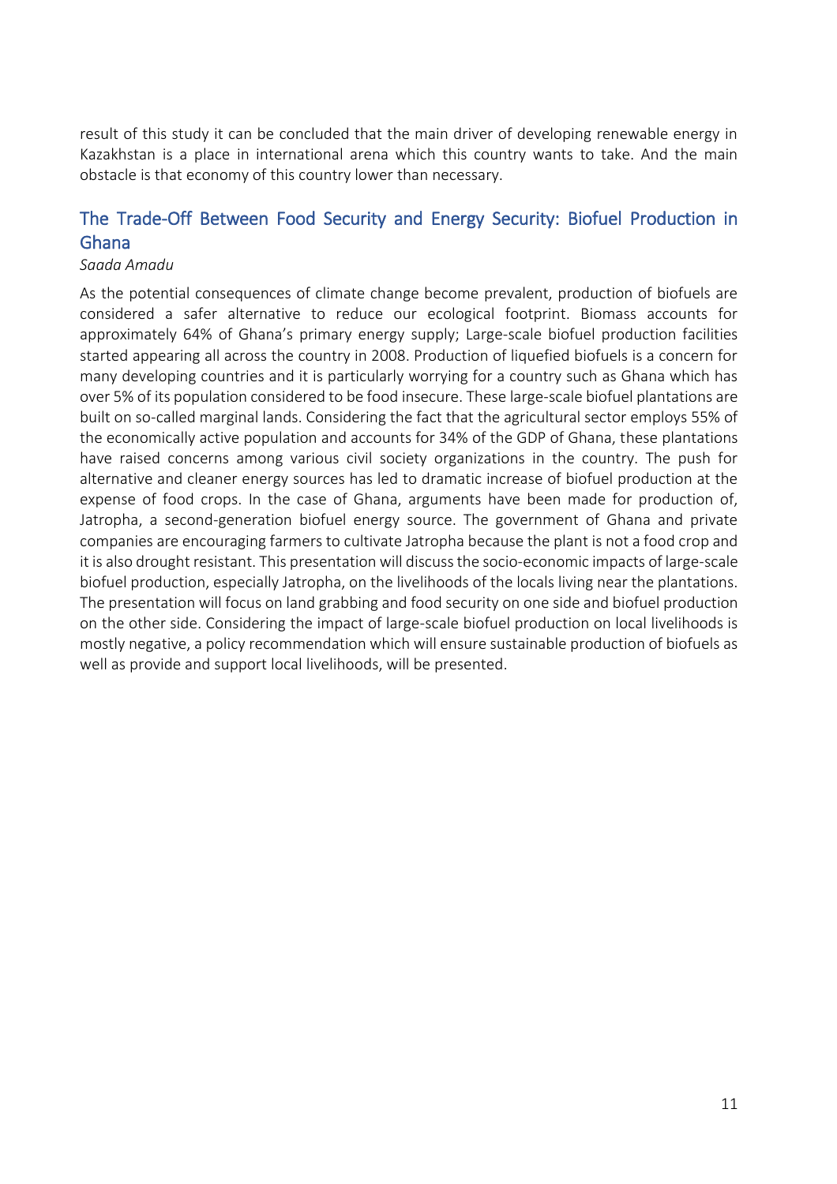result of this study it can be concluded that the main driver of developing renewable energy in Kazakhstan is a place in international arena which this country wants to take. And the main obstacle is that economy of this country lower than necessary.

## The Trade-Off Between Food Security and Energy Security: Biofuel Production in Ghana

*Saada Amadu*

As the potential consequences of climate change become prevalent, production of biofuels are considered a safer alternative to reduce our ecological footprint. Biomass accounts for approximately 64% of Ghana's primary energy supply; Large-scale biofuel production facilities started appearing all across the country in 2008. Production of liquefied biofuels is a concern for many developing countries and it is particularly worrying for a country such as Ghana which has over 5% of its population considered to be food insecure. These large-scale biofuel plantations are built on so-called marginal lands. Considering the fact that the agricultural sector employs 55% of the economically active population and accounts for 34% of the GDP of Ghana, these plantations have raised concerns among various civil society organizations in the country. The push for alternative and cleaner energy sources has led to dramatic increase of biofuel production at the expense of food crops. In the case of Ghana, arguments have been made for production of, Jatropha, a second-generation biofuel energy source. The government of Ghana and private companies are encouraging farmers to cultivate Jatropha because the plant is not a food crop and it is also drought resistant. This presentation will discuss the socio-economic impacts of large-scale biofuel production, especially Jatropha, on the livelihoods of the locals living near the plantations. The presentation will focus on land grabbing and food security on one side and biofuel production on the other side. Considering the impact of large-scale biofuel production on local livelihoods is mostly negative, a policy recommendation which will ensure sustainable production of biofuels as well as provide and support local livelihoods, will be presented.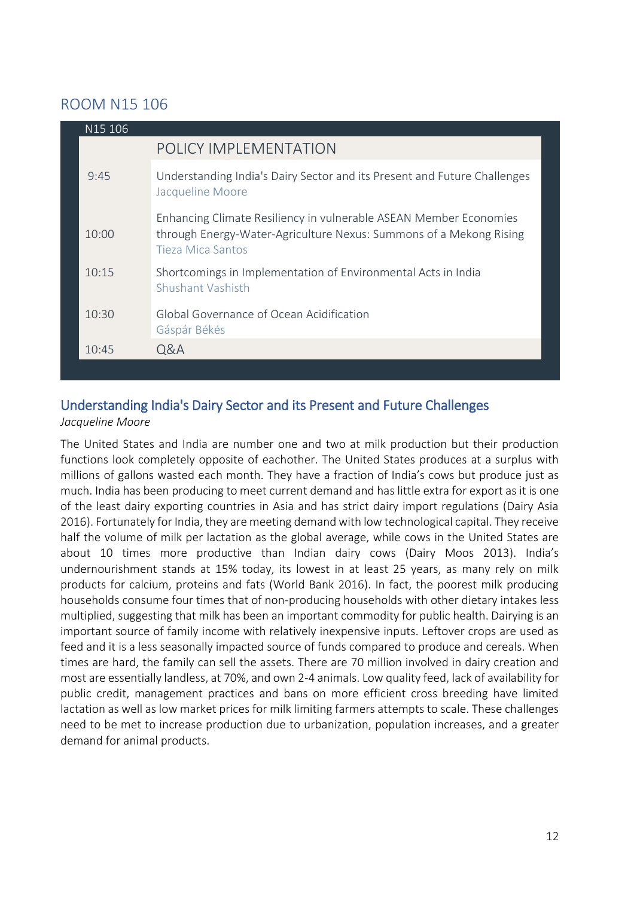## ROOM N15 106

| N15 106 | |
|---|---|
| | POLICY IMPLEMENTATION |
| 9:45 | Understanding India's Dairy Sector and its Present and Future Challenges<br>Jacqueline Moore |
| 10:00 | Enhancing Climate Resiliency in vulnerable ASEAN Member Economies through Energy-Water-Agriculture Nexus: Summons of a Mekong Rising<br>Tieza Mica Santos |
| 10:15 | Shortcomings in Implementation of Environmental Acts in India<br>Shushant Vashisth |
| 10:30 | Global Governance of Ocean Acidification<br>Gáspár Békés |
| 10:45 | Q&A |

### Understanding India's Dairy Sector and its Present and Future Challenges

*Jacqueline Moore*

The United States and India are number one and two at milk production but their production functions look completely opposite of eachother. The United States produces at a surplus with millions of gallons wasted each month. They have a fraction of India's cows but produce just as much. India has been producing to meet current demand and has little extra for export as it is one of the least dairy exporting countries in Asia and has strict dairy import regulations (Dairy Asia 2016). Fortunately for India, they are meeting demand with low technological capital. They receive half the volume of milk per lactation as the global average, while cows in the United States are about 10 times more productive than Indian dairy cows (Dairy Moos 2013). India's undernourishment stands at 15% today, its lowest in at least 25 years, as many rely on milk products for calcium, proteins and fats (World Bank 2016). In fact, the poorest milk producing households consume four times that of non-producing households with other dietary intakes less multiplied, suggesting that milk has been an important commodity for public health. Dairying is an important source of family income with relatively inexpensive inputs. Leftover crops are used as feed and it is a less seasonally impacted source of funds compared to produce and cereals. When times are hard, the family can sell the assets. There are 70 million involved in dairy creation and most are essentially landless, at 70%, and own 2-4 animals. Low quality feed, lack of availability for public credit, management practices and bans on more efficient cross breeding have limited lactation as well as low market prices for milk limiting farmers attempts to scale. These challenges need to be met to increase production due to urbanization, population increases, and a greater demand for animal products.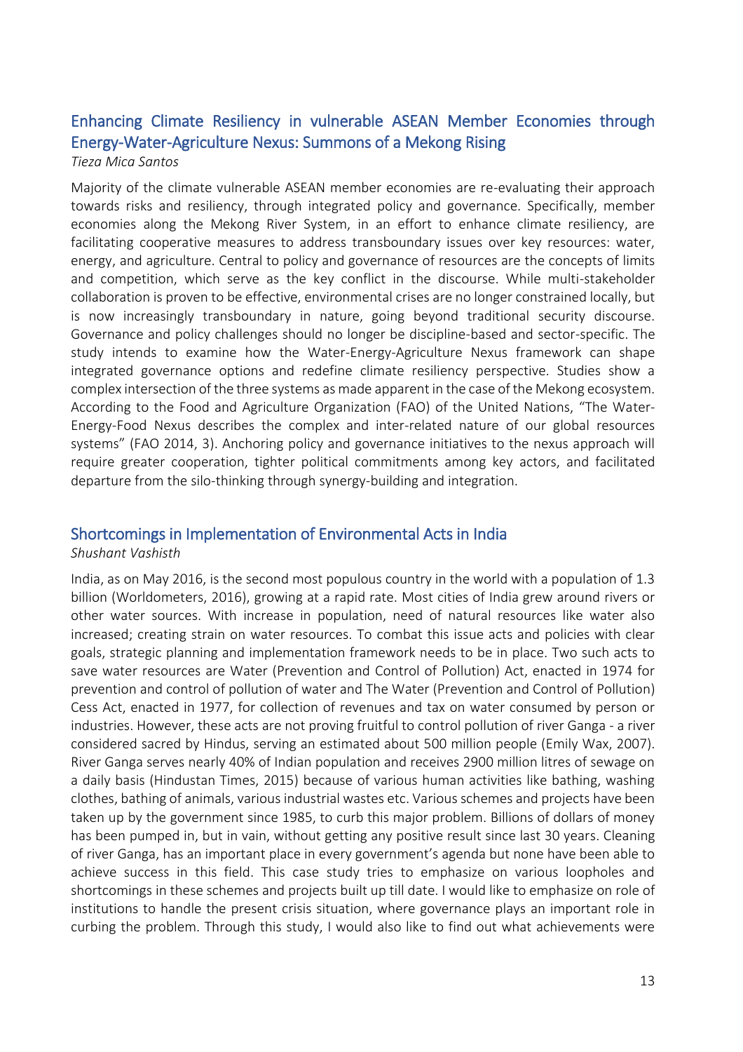## Enhancing Climate Resiliency in vulnerable ASEAN Member Economies through Energy-Water-Agriculture Nexus: Summons of a Mekong Rising

*Tieza Mica Santos*

Majority of the climate vulnerable ASEAN member economies are re-evaluating their approach towards risks and resiliency, through integrated policy and governance. Specifically, member economies along the Mekong River System, in an effort to enhance climate resiliency, are facilitating cooperative measures to address transboundary issues over key resources: water, energy, and agriculture. Central to policy and governance of resources are the concepts of limits and competition, which serve as the key conflict in the discourse. While multi-stakeholder collaboration is proven to be effective, environmental crises are no longer constrained locally, but is now increasingly transboundary in nature, going beyond traditional security discourse. Governance and policy challenges should no longer be discipline-based and sector-specific. The study intends to examine how the Water-Energy-Agriculture Nexus framework can shape integrated governance options and redefine climate resiliency perspective. Studies show a complex intersection of the three systems as made apparent in the case of the Mekong ecosystem. According to the Food and Agriculture Organization (FAO) of the United Nations, "The Water-Energy-Food Nexus describes the complex and inter-related nature of our global resources systems" (FAO 2014, 3). Anchoring policy and governance initiatives to the nexus approach will require greater cooperation, tighter political commitments among key actors, and facilitated departure from the silo-thinking through synergy-building and integration.

## Shortcomings in Implementation of Environmental Acts in India

*Shushant Vashisth*

India, as on May 2016, is the second most populous country in the world with a population of 1.3 billion (Worldometers, 2016), growing at a rapid rate. Most cities of India grew around rivers or other water sources. With increase in population, need of natural resources like water also increased; creating strain on water resources. To combat this issue acts and policies with clear goals, strategic planning and implementation framework needs to be in place. Two such acts to save water resources are Water (Prevention and Control of Pollution) Act, enacted in 1974 for prevention and control of pollution of water and The Water (Prevention and Control of Pollution) Cess Act, enacted in 1977, for collection of revenues and tax on water consumed by person or industries. However, these acts are not proving fruitful to control pollution of river Ganga - a river considered sacred by Hindus, serving an estimated about 500 million people (Emily Wax, 2007). River Ganga serves nearly 40% of Indian population and receives 2900 million litres of sewage on a daily basis (Hindustan Times, 2015) because of various human activities like bathing, washing clothes, bathing of animals, various industrial wastes etc. Various schemes and projects have been taken up by the government since 1985, to curb this major problem. Billions of dollars of money has been pumped in, but in vain, without getting any positive result since last 30 years. Cleaning of river Ganga, has an important place in every government's agenda but none have been able to achieve success in this field. This case study tries to emphasize on various loopholes and shortcomings in these schemes and projects built up till date. I would like to emphasize on role of institutions to handle the present crisis situation, where governance plays an important role in curbing the problem. Through this study, I would also like to find out what achievements were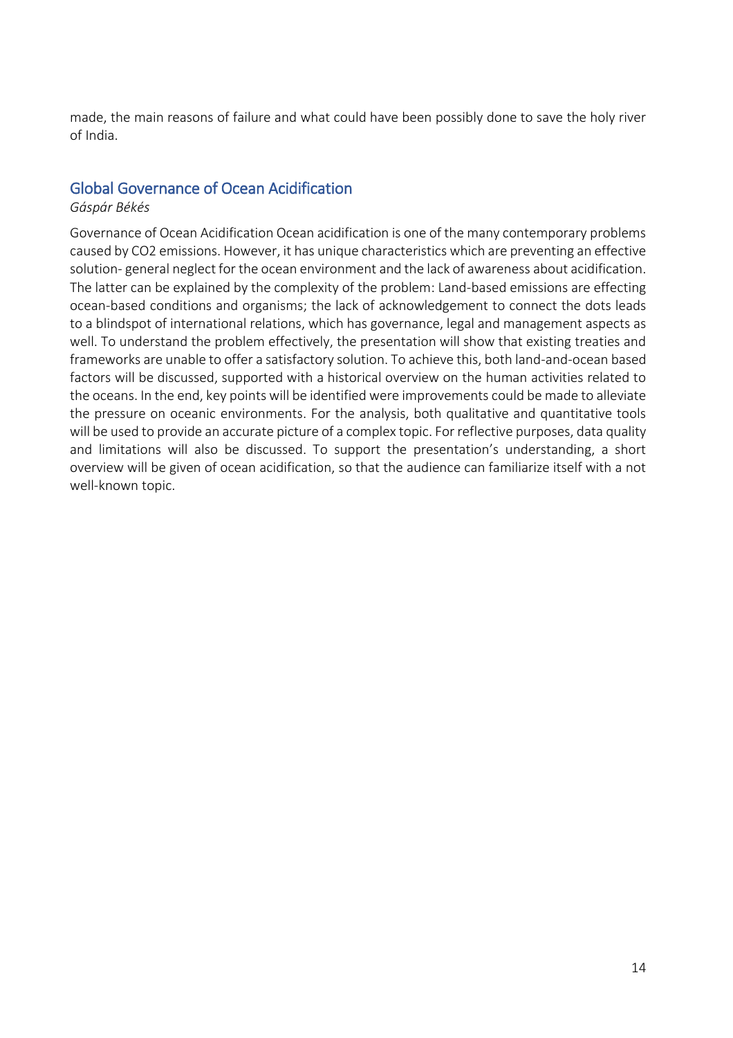made, the main reasons of failure and what could have been possibly done to save the holy river of India.

## Global Governance of Ocean Acidification

*Gáspár Békés*

Governance of Ocean Acidification Ocean acidification is one of the many contemporary problems caused by $CO_2$ emissions. However, it has unique characteristics which are preventing an effective solution- general neglect for the ocean environment and the lack of awareness about acidification. The latter can be explained by the complexity of the problem: Land-based emissions are effecting ocean-based conditions and organisms; the lack of acknowledgement to connect the dots leads to a blindspot of international relations, which has governance, legal and management aspects as well. To understand the problem effectively, the presentation will show that existing treaties and frameworks are unable to offer a satisfactory solution. To achieve this, both land-and-ocean based factors will be discussed, supported with a historical overview on the human activities related to the oceans. In the end, key points will be identified were improvements could be made to alleviate the pressure on oceanic environments. For the analysis, both qualitative and quantitative tools will be used to provide an accurate picture of a complex topic. For reflective purposes, data quality and limitations will also be discussed. To support the presentation's understanding, a short overview will be given of ocean acidification, so that the audience can familiarize itself with a not well-known topic.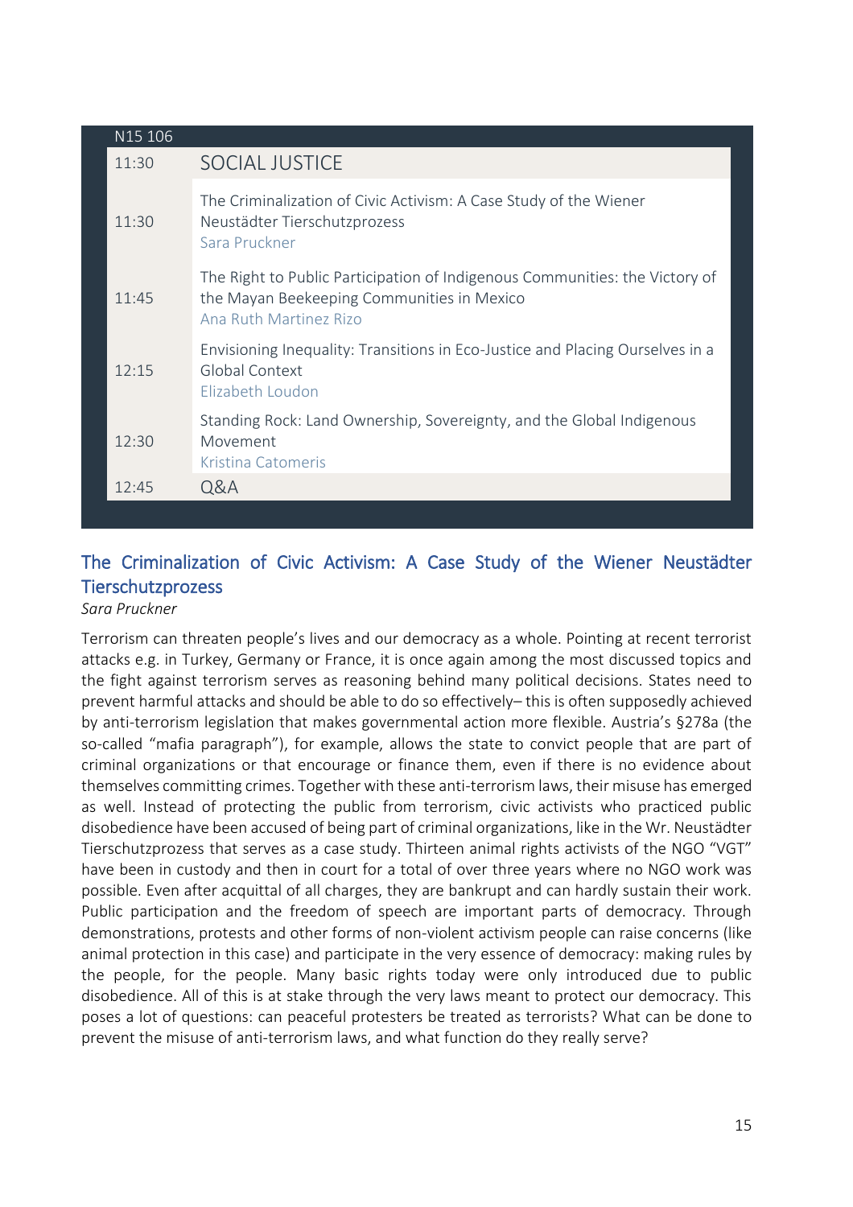| N15 106 | |
|---|---|
| 11:30 | SOCIAL JUSTICE |
| 11:30 | The Criminalization of Civic Activism: A Case Study of the Wiener Neustädter Tierschutzprozess<br>Sara Pruckner |
| 11:45 | The Right to Public Participation of Indigenous Communities: the Victory of the Mayan Beekeeping Communities in Mexico<br>Ana Ruth Martinez Rizo |
| 12:15 | Envisioning Inequality: Transitions in Eco-Justice and Placing Ourselves in a Global Context<br>Elizabeth Loudon |
| 12:30 | Standing Rock: Land Ownership, Sovereignty, and the Global Indigenous Movement<br>Kristina Catomeris |
| 12:45 | Q&A |

## The Criminalization of Civic Activism: A Case Study of the Wiener Neustädter Tierschutzprozess

*Sara Pruckner*

Terrorism can threaten people's lives and our democracy as a whole. Pointing at recent terrorist attacks e.g. in Turkey, Germany or France, it is once again among the most discussed topics and the fight against terrorism serves as reasoning behind many political decisions. States need to prevent harmful attacks and should be able to do so effectively– this is often supposedly achieved by anti-terrorism legislation that makes governmental action more flexible. Austria's §278a (the so-called "mafia paragraph"), for example, allows the state to convict people that are part of criminal organizations or that encourage or finance them, even if there is no evidence about themselves committing crimes. Together with these anti-terrorism laws, their misuse has emerged as well. Instead of protecting the public from terrorism, civic activists who practiced public disobedience have been accused of being part of criminal organizations, like in the Wr. Neustädter Tierschutzprozess that serves as a case study. Thirteen animal rights activists of the NGO "VGT" have been in custody and then in court for a total of over three years where no NGO work was possible. Even after acquittal of all charges, they are bankrupt and can hardly sustain their work. Public participation and the freedom of speech are important parts of democracy. Through demonstrations, protests and other forms of non-violent activism people can raise concerns (like animal protection in this case) and participate in the very essence of democracy: making rules by the people, for the people. Many basic rights today were only introduced due to public disobedience. All of this is at stake through the very laws meant to protect our democracy. This poses a lot of questions: can peaceful protesters be treated as terrorists? What can be done to prevent the misuse of anti-terrorism laws, and what function do they really serve?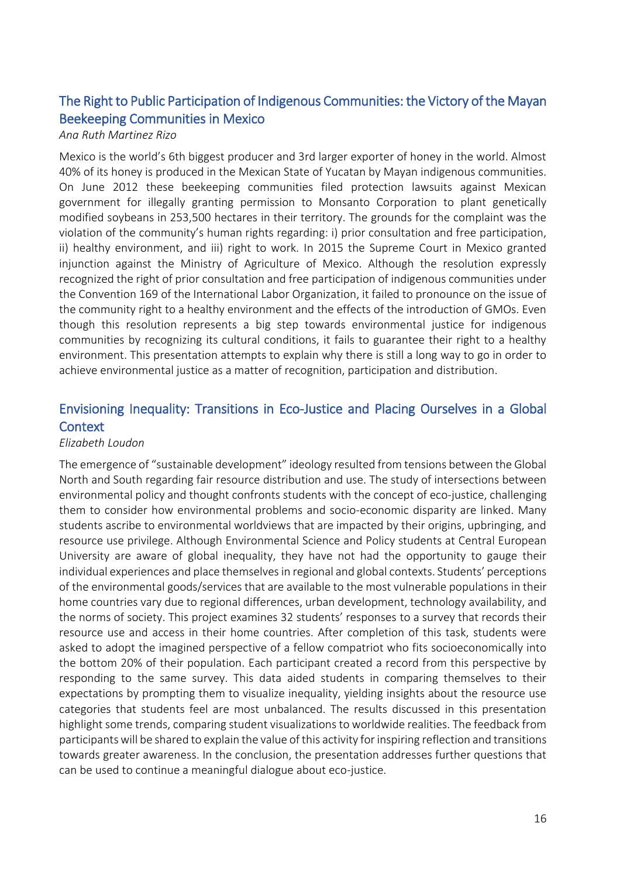## The Right to Public Participation of Indigenous Communities: the Victory of the Mayan Beekeeping Communities in Mexico

*Ana Ruth Martinez Rizo*

Mexico is the world's 6th biggest producer and 3rd larger exporter of honey in the world. Almost 40% of its honey is produced in the Mexican State of Yucatan by Mayan indigenous communities. On June 2012 these beekeeping communities filed protection lawsuits against Mexican government for illegally granting permission to Monsanto Corporation to plant genetically modified soybeans in 253,500 hectares in their territory. The grounds for the complaint was the violation of the community's human rights regarding: i) prior consultation and free participation, ii) healthy environment, and iii) right to work. In 2015 the Supreme Court in Mexico granted injunction against the Ministry of Agriculture of Mexico. Although the resolution expressly recognized the right of prior consultation and free participation of indigenous communities under the Convention 169 of the International Labor Organization, it failed to pronounce on the issue of the community right to a healthy environment and the effects of the introduction of GMOs. Even though this resolution represents a big step towards environmental justice for indigenous communities by recognizing its cultural conditions, it fails to guarantee their right to a healthy environment. This presentation attempts to explain why there is still a long way to go in order to achieve environmental justice as a matter of recognition, participation and distribution.

## Envisioning Inequality: Transitions in Eco-Justice and Placing Ourselves in a Global Context

*Elizabeth Loudon*

The emergence of "sustainable development" ideology resulted from tensions between the Global North and South regarding fair resource distribution and use. The study of intersections between environmental policy and thought confronts students with the concept of eco-justice, challenging them to consider how environmental problems and socio-economic disparity are linked. Many students ascribe to environmental worldviews that are impacted by their origins, upbringing, and resource use privilege. Although Environmental Science and Policy students at Central European University are aware of global inequality, they have not had the opportunity to gauge their individual experiences and place themselves in regional and global contexts. Students' perceptions of the environmental goods/services that are available to the most vulnerable populations in their home countries vary due to regional differences, urban development, technology availability, and the norms of society. This project examines 32 students' responses to a survey that records their resource use and access in their home countries. After completion of this task, students were asked to adopt the imagined perspective of a fellow compatriot who fits socioeconomically into the bottom 20% of their population. Each participant created a record from this perspective by responding to the same survey. This data aided students in comparing themselves to their expectations by prompting them to visualize inequality, yielding insights about the resource use categories that students feel are most unbalanced. The results discussed in this presentation highlight some trends, comparing student visualizations to worldwide realities. The feedback from participants will be shared to explain the value of this activity for inspiring reflection and transitions towards greater awareness. In the conclusion, the presentation addresses further questions that can be used to continue a meaningful dialogue about eco-justice.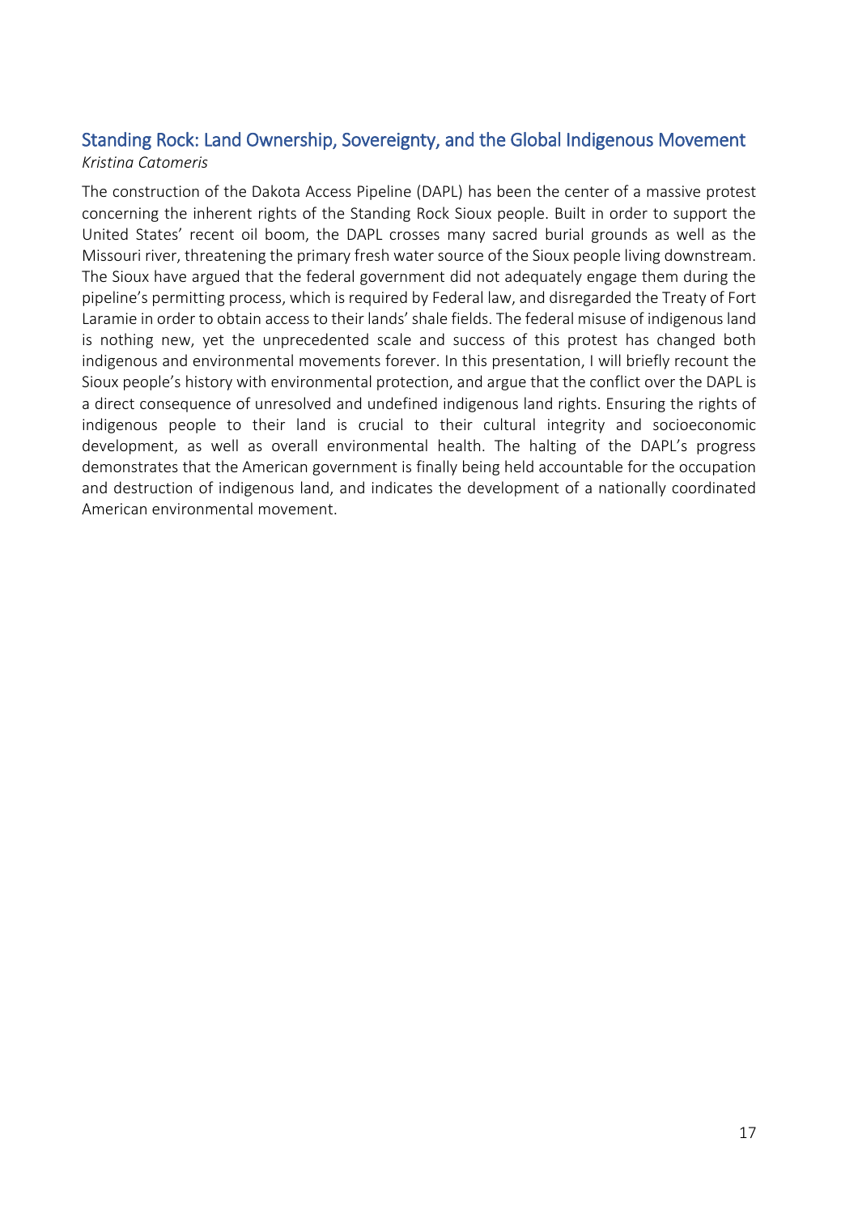## Standing Rock: Land Ownership, Sovereignty, and the Global Indigenous Movement

*Kristina Catomeris*

The construction of the Dakota Access Pipeline (DAPL) has been the center of a massive protest concerning the inherent rights of the Standing Rock Sioux people. Built in order to support the United States' recent oil boom, the DAPL crosses many sacred burial grounds as well as the Missouri river, threatening the primary fresh water source of the Sioux people living downstream. The Sioux have argued that the federal government did not adequately engage them during the pipeline's permitting process, which is required by Federal law, and disregarded the Treaty of Fort Laramie in order to obtain access to their lands' shale fields. The federal misuse of indigenous land is nothing new, yet the unprecedented scale and success of this protest has changed both indigenous and environmental movements forever. In this presentation, I will briefly recount the Sioux people's history with environmental protection, and argue that the conflict over the DAPL is a direct consequence of unresolved and undefined indigenous land rights. Ensuring the rights of indigenous people to their land is crucial to their cultural integrity and socioeconomic development, as well as overall environmental health. The halting of the DAPL's progress demonstrates that the American government is finally being held accountable for the occupation and destruction of indigenous land, and indicates the development of a nationally coordinated American environmental movement.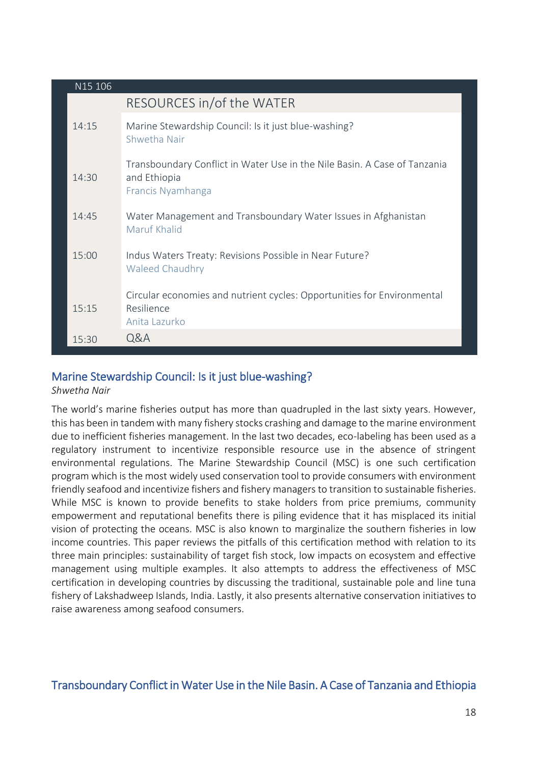| N15 106 | |
|---|---|
| | RESOURCES in/of the WATER |
| 14:15 | Marine Stewardship Council: Is it just blue-washing?<br>Shwetha Nair |
| 14:30 | Transboundary Conflict in Water Use in the Nile Basin. A Case of Tanzania and Ethiopia<br>Francis Nyamhanga |
| 14:45 | Water Management and Transboundary Water Issues in Afghanistan<br>Maruf Khalid |
| 15:00 | Indus Waters Treaty: Revisions Possible in Near Future?<br>Waleed Chaudhry |
| 15:15 | Circular economies and nutrient cycles: Opportunities for Environmental Resilience<br>Anita Lazurko |
| 15:30 | Q&A |

## Marine Stewardship Council: Is it just blue-washing?

*Shwetha Nair*

The world's marine fisheries output has more than quadrupled in the last sixty years. However, this has been in tandem with many fishery stocks crashing and damage to the marine environment due to inefficient fisheries management. In the last two decades, eco-labeling has been used as a regulatory instrument to incentivize responsible resource use in the absence of stringent environmental regulations. The Marine Stewardship Council (MSC) is one such certification program which is the most widely used conservation tool to provide consumers with environment friendly seafood and incentivize fishers and fishery managers to transition to sustainable fisheries. While MSC is known to provide benefits to stake holders from price premiums, community empowerment and reputational benefits there is piling evidence that it has misplaced its initial vision of protecting the oceans. MSC is also known to marginalize the southern fisheries in low income countries. This paper reviews the pitfalls of this certification method with relation to its three main principles: sustainability of target fish stock, low impacts on ecosystem and effective management using multiple examples. It also attempts to address the effectiveness of MSC certification in developing countries by discussing the traditional, sustainable pole and line tuna fishery of Lakshadweep Islands, India. Lastly, it also presents alternative conservation initiatives to raise awareness among seafood consumers.

## Transboundary Conflict in Water Use in the Nile Basin. A Case of Tanzania and Ethiopia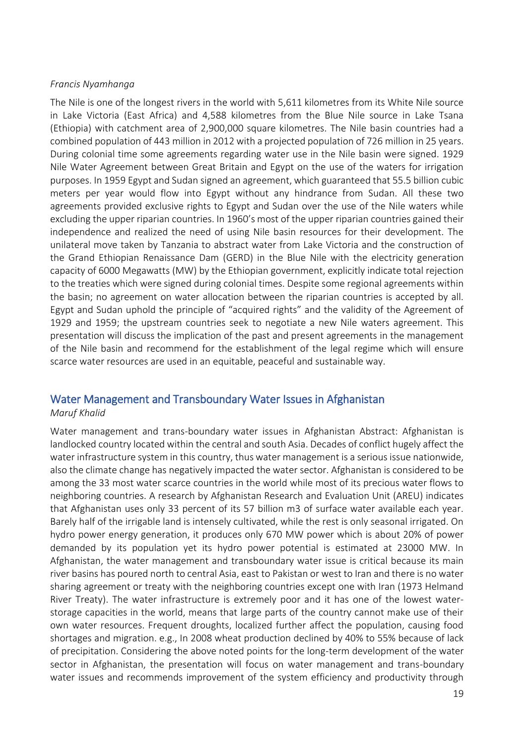*Francis Nyamhanga*

The Nile is one of the longest rivers in the world with 5,611 kilometres from its White Nile source in Lake Victoria (East Africa) and 4,588 kilometres from the Blue Nile source in Lake Tsana (Ethiopia) with catchment area of 2,900,000 square kilometres. The Nile basin countries had a combined population of 443 million in 2012 with a projected population of 726 million in 25 years. During colonial time some agreements regarding water use in the Nile basin were signed. 1929 Nile Water Agreement between Great Britain and Egypt on the use of the waters for irrigation purposes. In 1959 Egypt and Sudan signed an agreement, which guaranteed that 55.5 billion cubic meters per year would flow into Egypt without any hindrance from Sudan. All these two agreements provided exclusive rights to Egypt and Sudan over the use of the Nile waters while excluding the upper riparian countries. In 1960's most of the upper riparian countries gained their independence and realized the need of using Nile basin resources for their development. The unilateral move taken by Tanzania to abstract water from Lake Victoria and the construction of the Grand Ethiopian Renaissance Dam (GERD) in the Blue Nile with the electricity generation capacity of 6000 Megawatts (MW) by the Ethiopian government, explicitly indicate total rejection to the treaties which were signed during colonial times. Despite some regional agreements within the basin; no agreement on water allocation between the riparian countries is accepted by all. Egypt and Sudan uphold the principle of "acquired rights" and the validity of the Agreement of 1929 and 1959; the upstream countries seek to negotiate a new Nile waters agreement. This presentation will discuss the implication of the past and present agreements in the management of the Nile basin and recommend for the establishment of the legal regime which will ensure scarce water resources are used in an equitable, peaceful and sustainable way.

## Water Management and Transboundary Water Issues in Afghanistan

*Maruf Khalid*

Water management and trans-boundary water issues in Afghanistan Abstract: Afghanistan is landlocked country located within the central and south Asia. Decades of conflict hugely affect the water infrastructure system in this country, thus water management is a serious issue nationwide, also the climate change has negatively impacted the water sector. Afghanistan is considered to be among the 33 most water scarce countries in the world while most of its precious water flows to neighboring countries. A research by Afghanistan Research and Evaluation Unit (AREU) indicates that Afghanistan uses only 33 percent of its 57 billion m3 of surface water available each year. Barely half of the irrigable land is intensely cultivated, while the rest is only seasonal irrigated. On hydro power energy generation, it produces only 670 MW power which is about 20% of power demanded by its population yet its hydro power potential is estimated at 23000 MW. In Afghanistan, the water management and transboundary water issue is critical because its main river basins has poured north to central Asia, east to Pakistan or west to Iran and there is no water sharing agreement or treaty with the neighboring countries except one with Iran (1973 Helmand River Treaty). The water infrastructure is extremely poor and it has one of the lowest water-storage capacities in the world, means that large parts of the country cannot make use of their own water resources. Frequent droughts, localized further affect the population, causing food shortages and migration. e.g., In 2008 wheat production declined by 40% to 55% because of lack of precipitation. Considering the above noted points for the long-term development of the water sector in Afghanistan, the presentation will focus on water management and trans-boundary water issues and recommends improvement of the system efficiency and productivity through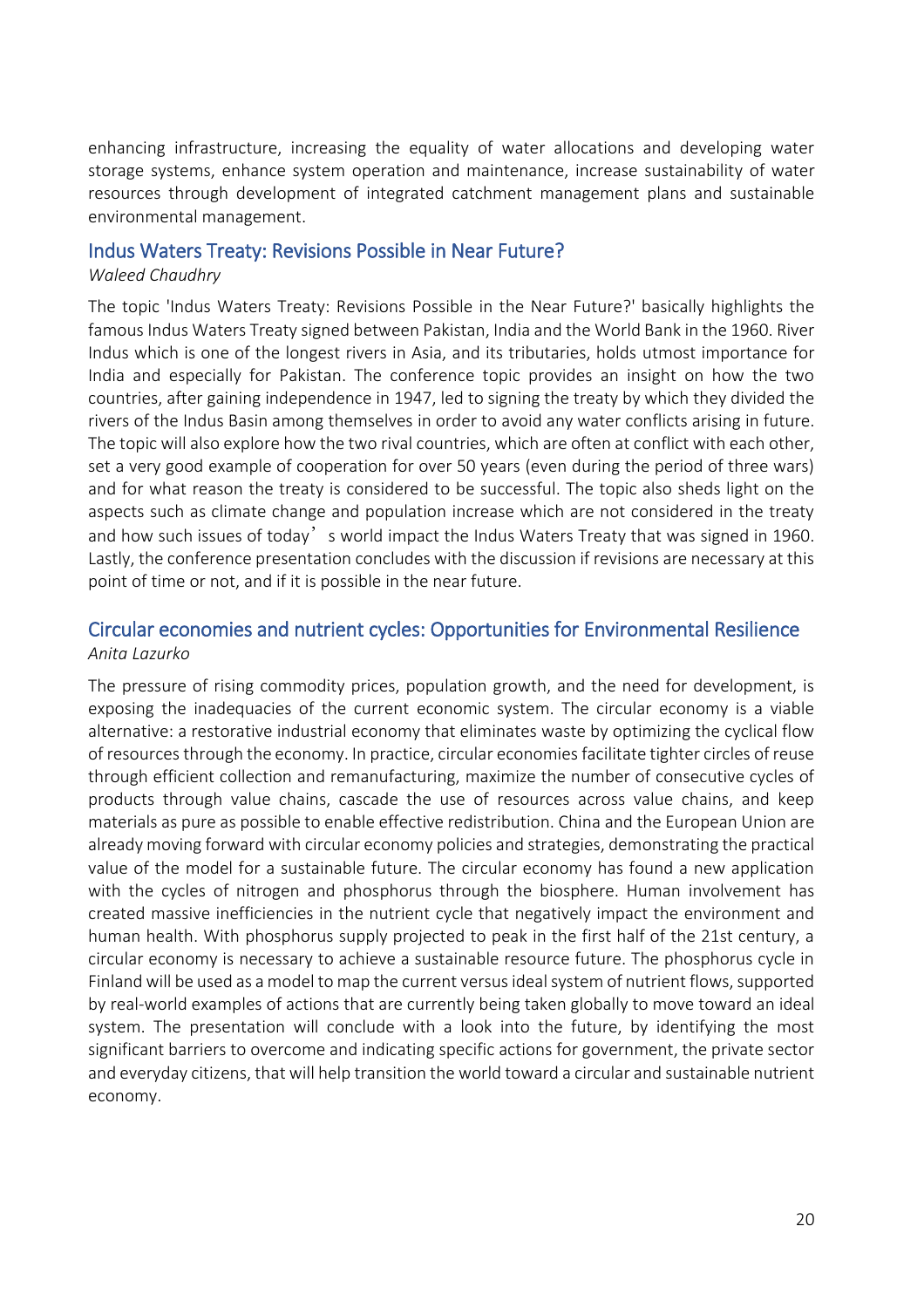enhancing infrastructure, increasing the equality of water allocations and developing water storage systems, enhance system operation and maintenance, increase sustainability of water resources through development of integrated catchment management plans and sustainable environmental management.

## Indus Waters Treaty: Revisions Possible in Near Future?

*Waleed Chaudhry*

The topic 'Indus Waters Treaty: Revisions Possible in the Near Future?' basically highlights the famous Indus Waters Treaty signed between Pakistan, India and the World Bank in the 1960. River Indus which is one of the longest rivers in Asia, and its tributaries, holds utmost importance for India and especially for Pakistan. The conference topic provides an insight on how the two countries, after gaining independence in 1947, led to signing the treaty by which they divided the rivers of the Indus Basin among themselves in order to avoid any water conflicts arising in future. The topic will also explore how the two rival countries, which are often at conflict with each other, set a very good example of cooperation for over 50 years (even during the period of three wars) and for what reason the treaty is considered to be successful. The topic also sheds light on the aspects such as climate change and population increase which are not considered in the treaty and how such issues of today's world impact the Indus Waters Treaty that was signed in 1960. Lastly, the conference presentation concludes with the discussion if revisions are necessary at this point of time or not, and if it is possible in the near future.

## Circular economies and nutrient cycles: Opportunities for Environmental Resilience

*Anita Lazurko*

The pressure of rising commodity prices, population growth, and the need for development, is exposing the inadequacies of the current economic system. The circular economy is a viable alternative: a restorative industrial economy that eliminates waste by optimizing the cyclical flow of resources through the economy. In practice, circular economies facilitate tighter circles of reuse through efficient collection and remanufacturing, maximize the number of consecutive cycles of products through value chains, cascade the use of resources across value chains, and keep materials as pure as possible to enable effective redistribution. China and the European Union are already moving forward with circular economy policies and strategies, demonstrating the practical value of the model for a sustainable future. The circular economy has found a new application with the cycles of nitrogen and phosphorus through the biosphere. Human involvement has created massive inefficiencies in the nutrient cycle that negatively impact the environment and human health. With phosphorus supply projected to peak in the first half of the 21st century, a circular economy is necessary to achieve a sustainable resource future. The phosphorus cycle in Finland will be used as a model to map the current versus ideal system of nutrient flows, supported by real-world examples of actions that are currently being taken globally to move toward an ideal system. The presentation will conclude with a look into the future, by identifying the most significant barriers to overcome and indicating specific actions for government, the private sector and everyday citizens, that will help transition the world toward a circular and sustainable nutrient economy.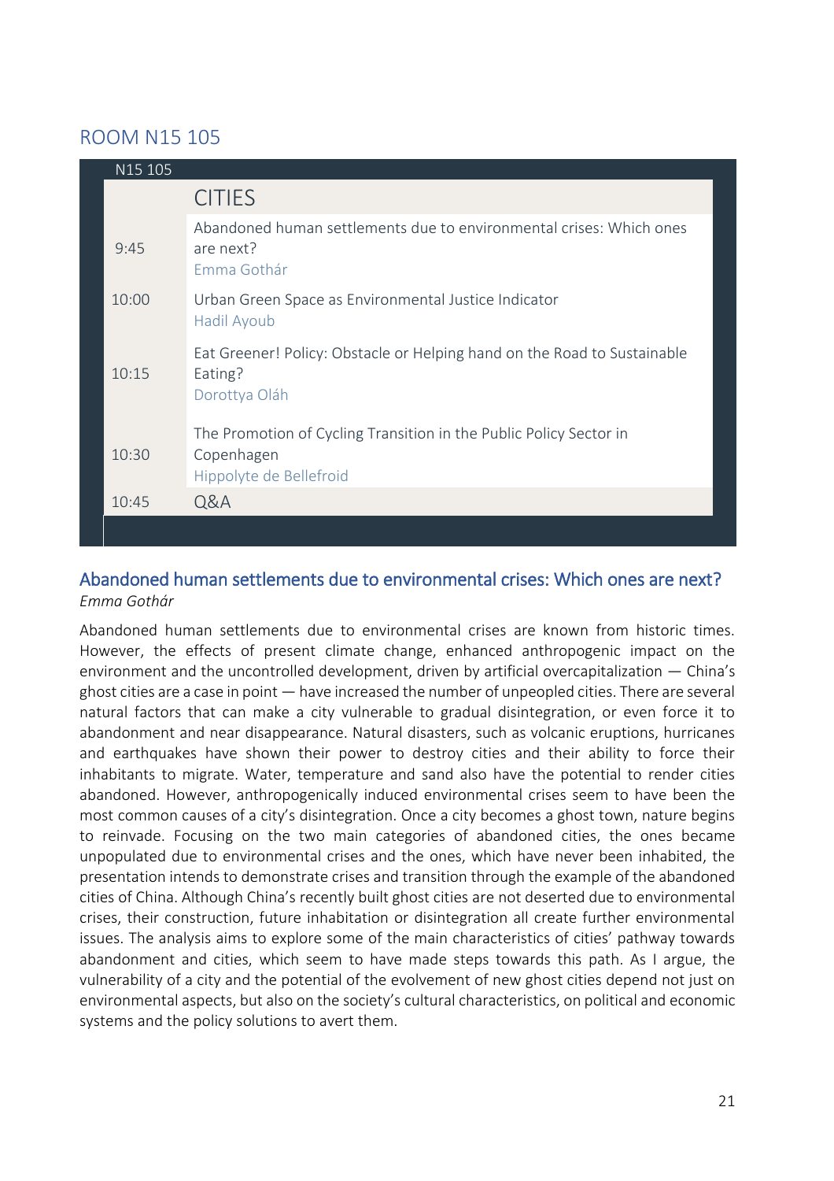## ROOM N15 105

| N15 105 | |
|---|---|
| | CITIES |
| 9:45 | Abandoned human settlements due to environmental crises: Which ones are next?<br>Emma Gothár |
| 10:00 | Urban Green Space as Environmental Justice Indicator<br>Hadil Ayoub |
| 10:15 | Eat Greener! Policy: Obstacle or Helping hand on the Road to Sustainable Eating?<br>Dorottya Oláh |
| 10:30 | The Promotion of Cycling Transition in the Public Policy Sector in Copenhagen<br>Hippolyte de Bellefroid |
| 10:45 | Q&A |

### Abandoned human settlements due to environmental crises: Which ones are next?

*Emma Gothár*

Abandoned human settlements due to environmental crises are known from historic times. However, the effects of present climate change, enhanced anthropogenic impact on the environment and the uncontrolled development, driven by artificial overcapitalization — China's ghost cities are a case in point — have increased the number of unpeopled cities. There are several natural factors that can make a city vulnerable to gradual disintegration, or even force it to abandonment and near disappearance. Natural disasters, such as volcanic eruptions, hurricanes and earthquakes have shown their power to destroy cities and their ability to force their inhabitants to migrate. Water, temperature and sand also have the potential to render cities abandoned. However, anthropogenically induced environmental crises seem to have been the most common causes of a city's disintegration. Once a city becomes a ghost town, nature begins to reinvade. Focusing on the two main categories of abandoned cities, the ones became unpopulated due to environmental crises and the ones, which have never been inhabited, the presentation intends to demonstrate crises and transition through the example of the abandoned cities of China. Although China's recently built ghost cities are not deserted due to environmental crises, their construction, future inhabitation or disintegration all create further environmental issues. The analysis aims to explore some of the main characteristics of cities' pathway towards abandonment and cities, which seem to have made steps towards this path. As I argue, the vulnerability of a city and the potential of the evolvement of new ghost cities depend not just on environmental aspects, but also on the society's cultural characteristics, on political and economic systems and the policy solutions to avert them.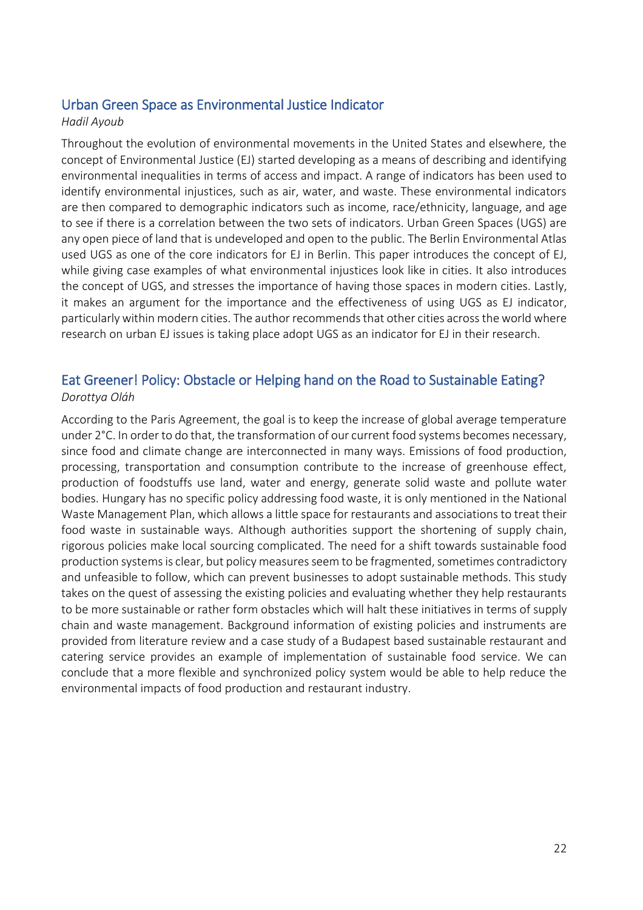## Urban Green Space as Environmental Justice Indicator

*Hadil Ayoub*

Throughout the evolution of environmental movements in the United States and elsewhere, the concept of Environmental Justice (EJ) started developing as a means of describing and identifying environmental inequalities in terms of access and impact. A range of indicators has been used to identify environmental injustices, such as air, water, and waste. These environmental indicators are then compared to demographic indicators such as income, race/ethnicity, language, and age to see if there is a correlation between the two sets of indicators. Urban Green Spaces (UGS) are any open piece of land that is undeveloped and open to the public. The Berlin Environmental Atlas used UGS as one of the core indicators for EJ in Berlin. This paper introduces the concept of EJ, while giving case examples of what environmental injustices look like in cities. It also introduces the concept of UGS, and stresses the importance of having those spaces in modern cities. Lastly, it makes an argument for the importance and the effectiveness of using UGS as EJ indicator, particularly within modern cities. The author recommends that other cities across the world where research on urban EJ issues is taking place adopt UGS as an indicator for EJ in their research.

## Eat Greener! Policy: Obstacle or Helping hand on the Road to Sustainable Eating?

*Dorottya Oláh*

According to the Paris Agreement, the goal is to keep the increase of global average temperature under 2°C. In order to do that, the transformation of our current food systems becomes necessary, since food and climate change are interconnected in many ways. Emissions of food production, processing, transportation and consumption contribute to the increase of greenhouse effect, production of foodstuffs use land, water and energy, generate solid waste and pollute water bodies. Hungary has no specific policy addressing food waste, it is only mentioned in the National Waste Management Plan, which allows a little space for restaurants and associations to treat their food waste in sustainable ways. Although authorities support the shortening of supply chain, rigorous policies make local sourcing complicated. The need for a shift towards sustainable food production systems is clear, but policy measures seem to be fragmented, sometimes contradictory and unfeasible to follow, which can prevent businesses to adopt sustainable methods. This study takes on the quest of assessing the existing policies and evaluating whether they help restaurants to be more sustainable or rather form obstacles which will halt these initiatives in terms of supply chain and waste management. Background information of existing policies and instruments are provided from literature review and a case study of a Budapest based sustainable restaurant and catering service provides an example of implementation of sustainable food service. We can conclude that a more flexible and synchronized policy system would be able to help reduce the environmental impacts of food production and restaurant industry.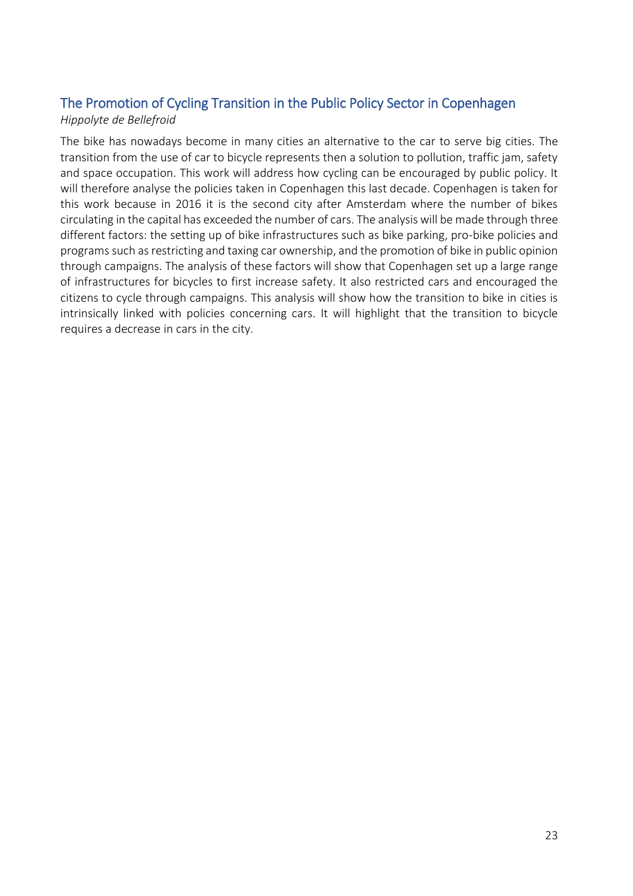## The Promotion of Cycling Transition in the Public Policy Sector in Copenhagen

*Hippolyte de Bellefroid*

The bike has nowadays become in many cities an alternative to the car to serve big cities. The transition from the use of car to bicycle represents then a solution to pollution, traffic jam, safety and space occupation. This work will address how cycling can be encouraged by public policy. It will therefore analyse the policies taken in Copenhagen this last decade. Copenhagen is taken for this work because in 2016 it is the second city after Amsterdam where the number of bikes circulating in the capital has exceeded the number of cars. The analysis will be made through three different factors: the setting up of bike infrastructures such as bike parking, pro-bike policies and programs such as restricting and taxing car ownership, and the promotion of bike in public opinion through campaigns. The analysis of these factors will show that Copenhagen set up a large range of infrastructures for bicycles to first increase safety. It also restricted cars and encouraged the citizens to cycle through campaigns. This analysis will show how the transition to bike in cities is intrinsically linked with policies concerning cars. It will highlight that the transition to bicycle requires a decrease in cars in the city.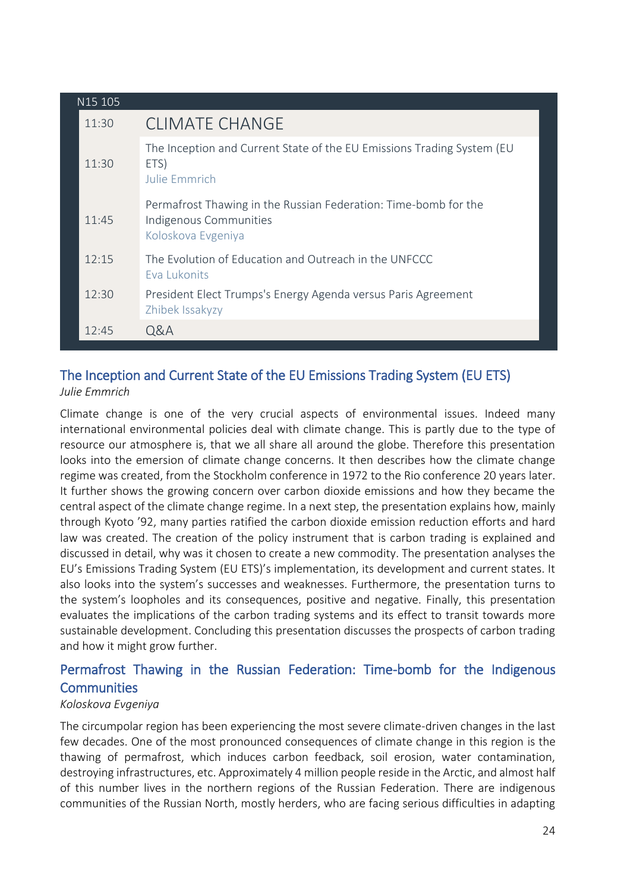| N15 105 | |
|---|---|
| 11:30 | CLIMATE CHANGE |
| 11:30 | The Inception and Current State of the EU Emissions Trading System (EU ETS)<br>Julie Emmrich |
| 11:45 | Permafrost Thawing in the Russian Federation: Time-bomb for the Indigenous Communities<br>Koloskova Evgeniya |
| 12:15 | The Evolution of Education and Outreach in the UNFCCC<br>Eva Lukonits |
| 12:30 | President Elect Trumps's Energy Agenda versus Paris Agreement<br>Zhibek Issakyzy |
| 12:45 | Q&A |

## The Inception and Current State of the EU Emissions Trading System (EU ETS)

*Julie Emmrich*

Climate change is one of the very crucial aspects of environmental issues. Indeed many international environmental policies deal with climate change. This is partly due to the type of resource our atmosphere is, that we all share all around the globe. Therefore this presentation looks into the emersion of climate change concerns. It then describes how the climate change regime was created, from the Stockholm conference in 1972 to the Rio conference 20 years later. It further shows the growing concern over carbon dioxide emissions and how they became the central aspect of the climate change regime. In a next step, the presentation explains how, mainly through Kyoto '92, many parties ratified the carbon dioxide emission reduction efforts and hard law was created. The creation of the policy instrument that is carbon trading is explained and discussed in detail, why was it chosen to create a new commodity. The presentation analyses the EU's Emissions Trading System (EU ETS)'s implementation, its development and current states. It also looks into the system's successes and weaknesses. Furthermore, the presentation turns to the system's loopholes and its consequences, positive and negative. Finally, this presentation evaluates the implications of the carbon trading systems and its effect to transit towards more sustainable development. Concluding this presentation discusses the prospects of carbon trading and how it might grow further.

## Permafrost Thawing in the Russian Federation: Time-bomb for the Indigenous Communities

*Koloskova Evgeniya*

The circumpolar region has been experiencing the most severe climate-driven changes in the last few decades. One of the most pronounced consequences of climate change in this region is the thawing of permafrost, which induces carbon feedback, soil erosion, water contamination, destroying infrastructures, etc. Approximately 4 million people reside in the Arctic, and almost half of this number lives in the northern regions of the Russian Federation. There are indigenous communities of the Russian North, mostly herders, who are facing serious difficulties in adapting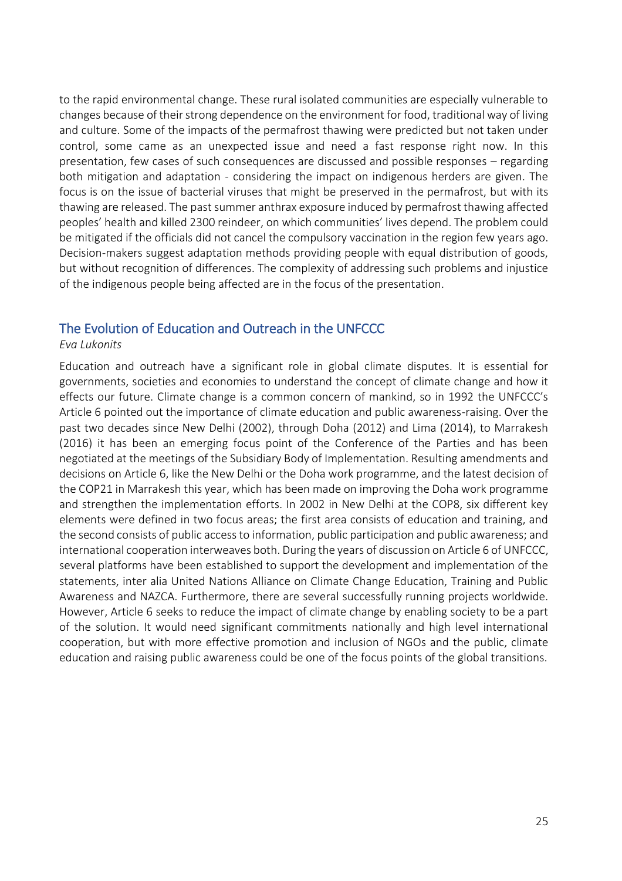to the rapid environmental change. These rural isolated communities are especially vulnerable to changes because of their strong dependence on the environment for food, traditional way of living and culture. Some of the impacts of the permafrost thawing were predicted but not taken under control, some came as an unexpected issue and need a fast response right now. In this presentation, few cases of such consequences are discussed and possible responses – regarding both mitigation and adaptation - considering the impact on indigenous herders are given. The focus is on the issue of bacterial viruses that might be preserved in the permafrost, but with its thawing are released. The past summer anthrax exposure induced by permafrost thawing affected peoples' health and killed 2300 reindeer, on which communities' lives depend. The problem could be mitigated if the officials did not cancel the compulsory vaccination in the region few years ago. Decision-makers suggest adaptation methods providing people with equal distribution of goods, but without recognition of differences. The complexity of addressing such problems and injustice of the indigenous people being affected are in the focus of the presentation.

## The Evolution of Education and Outreach in the UNFCCC

*Eva Lukonits*

Education and outreach have a significant role in global climate disputes. It is essential for governments, societies and economies to understand the concept of climate change and how it effects our future. Climate change is a common concern of mankind, so in 1992 the UNFCCC's Article 6 pointed out the importance of climate education and public awareness-raising. Over the past two decades since New Delhi (2002), through Doha (2012) and Lima (2014), to Marrakesh (2016) it has been an emerging focus point of the Conference of the Parties and has been negotiated at the meetings of the Subsidiary Body of Implementation. Resulting amendments and decisions on Article 6, like the New Delhi or the Doha work programme, and the latest decision of the COP21 in Marrakesh this year, which has been made on improving the Doha work programme and strengthen the implementation efforts. In 2002 in New Delhi at the COP8, six different key elements were defined in two focus areas; the first area consists of education and training, and the second consists of public access to information, public participation and public awareness; and international cooperation interweaves both. During the years of discussion on Article 6 of UNFCCC, several platforms have been established to support the development and implementation of the statements, inter alia United Nations Alliance on Climate Change Education, Training and Public Awareness and NAZCA. Furthermore, there are several successfully running projects worldwide. However, Article 6 seeks to reduce the impact of climate change by enabling society to be a part of the solution. It would need significant commitments nationally and high level international cooperation, but with more effective promotion and inclusion of NGOs and the public, climate education and raising public awareness could be one of the focus points of the global transitions.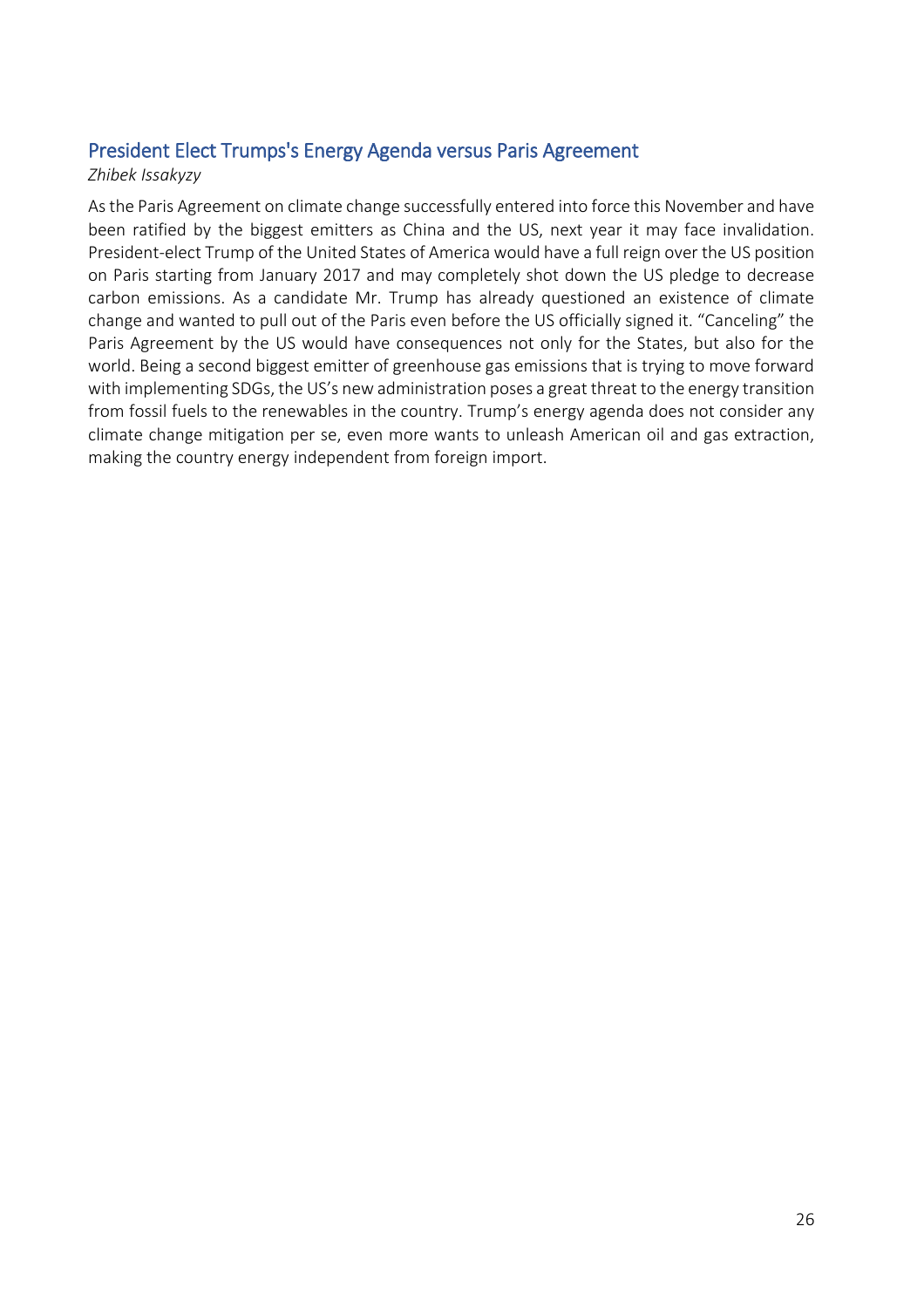## President Elect Trumps's Energy Agenda versus Paris Agreement

*Zhibek Issakyzy*

As the Paris Agreement on climate change successfully entered into force this November and have been ratified by the biggest emitters as China and the US, next year it may face invalidation. President-elect Trump of the United States of America would have a full reign over the US position on Paris starting from January 2017 and may completely shot down the US pledge to decrease carbon emissions. As a candidate Mr. Trump has already questioned an existence of climate change and wanted to pull out of the Paris even before the US officially signed it. "Canceling" the Paris Agreement by the US would have consequences not only for the States, but also for the world. Being a second biggest emitter of greenhouse gas emissions that is trying to move forward with implementing SDGs, the US's new administration poses a great threat to the energy transition from fossil fuels to the renewables in the country. Trump's energy agenda does not consider any climate change mitigation per se, even more wants to unleash American oil and gas extraction, making the country energy independent from foreign import.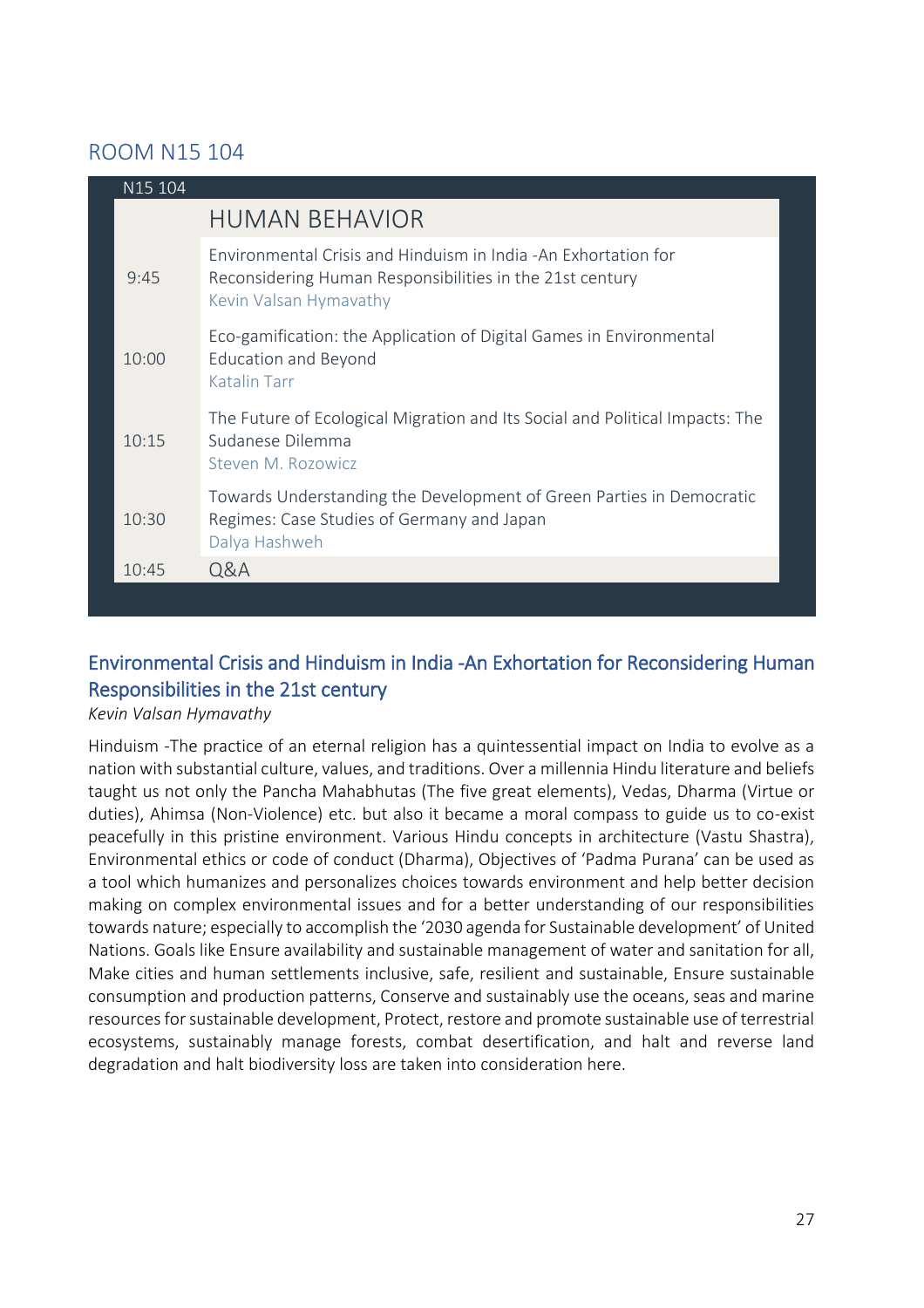## ROOM N15 104

| N15 104 | |
|---|---|
| | **HUMAN BEHAVIOR** |
| 9:45 | Environmental Crisis and Hinduism in India -An Exhortation for Reconsidering Human Responsibilities in the 21st century<br>Kevin Valsan Hymavathy |
| 10:00 | Eco-gamification: the Application of Digital Games in Environmental Education and Beyond<br>Katalin Tarr |
| 10:15 | The Future of Ecological Migration and Its Social and Political Impacts: The Sudanese Dilemma<br>Steven M. Rozowicz |
| 10:30 | Towards Understanding the Development of Green Parties in Democratic Regimes: Case Studies of Germany and Japan<br>Dalya Hashweh |
| 10:45 | Q&A |

### Environmental Crisis and Hinduism in India -An Exhortation for Reconsidering Human Responsibilities in the 21st century

*Kevin Valsan Hymavathy*

Hinduism -The practice of an eternal religion has a quintessential impact on India to evolve as a nation with substantial culture, values, and traditions. Over a millennia Hindu literature and beliefs taught us not only the Pancha Mahabhutas (The five great elements), Vedas, Dharma (Virtue or duties), Ahimsa (Non-Violence) etc. but also it became a moral compass to guide us to co-exist peacefully in this pristine environment. Various Hindu concepts in architecture (Vastu Shastra), Environmental ethics or code of conduct (Dharma), Objectives of 'Padma Purana' can be used as a tool which humanizes and personalizes choices towards environment and help better decision making on complex environmental issues and for a better understanding of our responsibilities towards nature; especially to accomplish the '2030 agenda for Sustainable development' of United Nations. Goals like Ensure availability and sustainable management of water and sanitation for all, Make cities and human settlements inclusive, safe, resilient and sustainable, Ensure sustainable consumption and production patterns, Conserve and sustainably use the oceans, seas and marine resources for sustainable development, Protect, restore and promote sustainable use of terrestrial ecosystems, sustainably manage forests, combat desertification, and halt and reverse land degradation and halt biodiversity loss are taken into consideration here.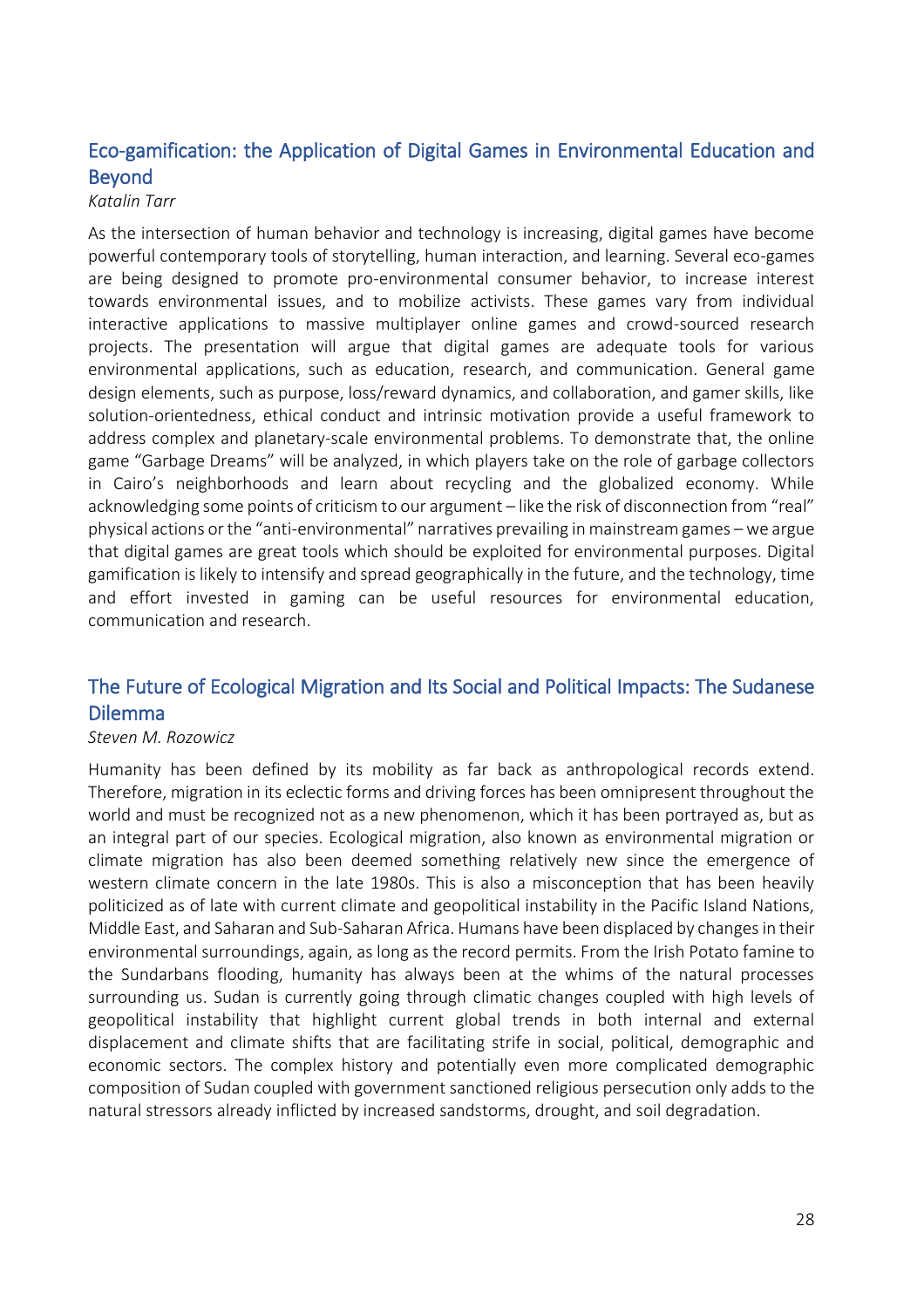## Eco-gamification: the Application of Digital Games in Environmental Education and Beyond

*Katalin Tarr*

As the intersection of human behavior and technology is increasing, digital games have become powerful contemporary tools of storytelling, human interaction, and learning. Several eco-games are being designed to promote pro-environmental consumer behavior, to increase interest towards environmental issues, and to mobilize activists. These games vary from individual interactive applications to massive multiplayer online games and crowd-sourced research projects. The presentation will argue that digital games are adequate tools for various environmental applications, such as education, research, and communication. General game design elements, such as purpose, loss/reward dynamics, and collaboration, and gamer skills, like solution-orientedness, ethical conduct and intrinsic motivation provide a useful framework to address complex and planetary-scale environmental problems. To demonstrate that, the online game "Garbage Dreams" will be analyzed, in which players take on the role of garbage collectors in Cairo's neighborhoods and learn about recycling and the globalized economy. While acknowledging some points of criticism to our argument – like the risk of disconnection from "real" physical actions or the "anti-environmental" narratives prevailing in mainstream games – we argue that digital games are great tools which should be exploited for environmental purposes. Digital gamification is likely to intensify and spread geographically in the future, and the technology, time and effort invested in gaming can be useful resources for environmental education, communication and research.

## The Future of Ecological Migration and Its Social and Political Impacts: The Sudanese Dilemma

*Steven M. Rozowicz*

Humanity has been defined by its mobility as far back as anthropological records extend. Therefore, migration in its eclectic forms and driving forces has been omnipresent throughout the world and must be recognized not as a new phenomenon, which it has been portrayed as, but as an integral part of our species. Ecological migration, also known as environmental migration or climate migration has also been deemed something relatively new since the emergence of western climate concern in the late 1980s. This is also a misconception that has been heavily politicized as of late with current climate and geopolitical instability in the Pacific Island Nations, Middle East, and Saharan and Sub-Saharan Africa. Humans have been displaced by changes in their environmental surroundings, again, as long as the record permits. From the Irish Potato famine to the Sundarbans flooding, humanity has always been at the whims of the natural processes surrounding us. Sudan is currently going through climatic changes coupled with high levels of geopolitical instability that highlight current global trends in both internal and external displacement and climate shifts that are facilitating strife in social, political, demographic and economic sectors. The complex history and potentially even more complicated demographic composition of Sudan coupled with government sanctioned religious persecution only adds to the natural stressors already inflicted by increased sandstorms, drought, and soil degradation.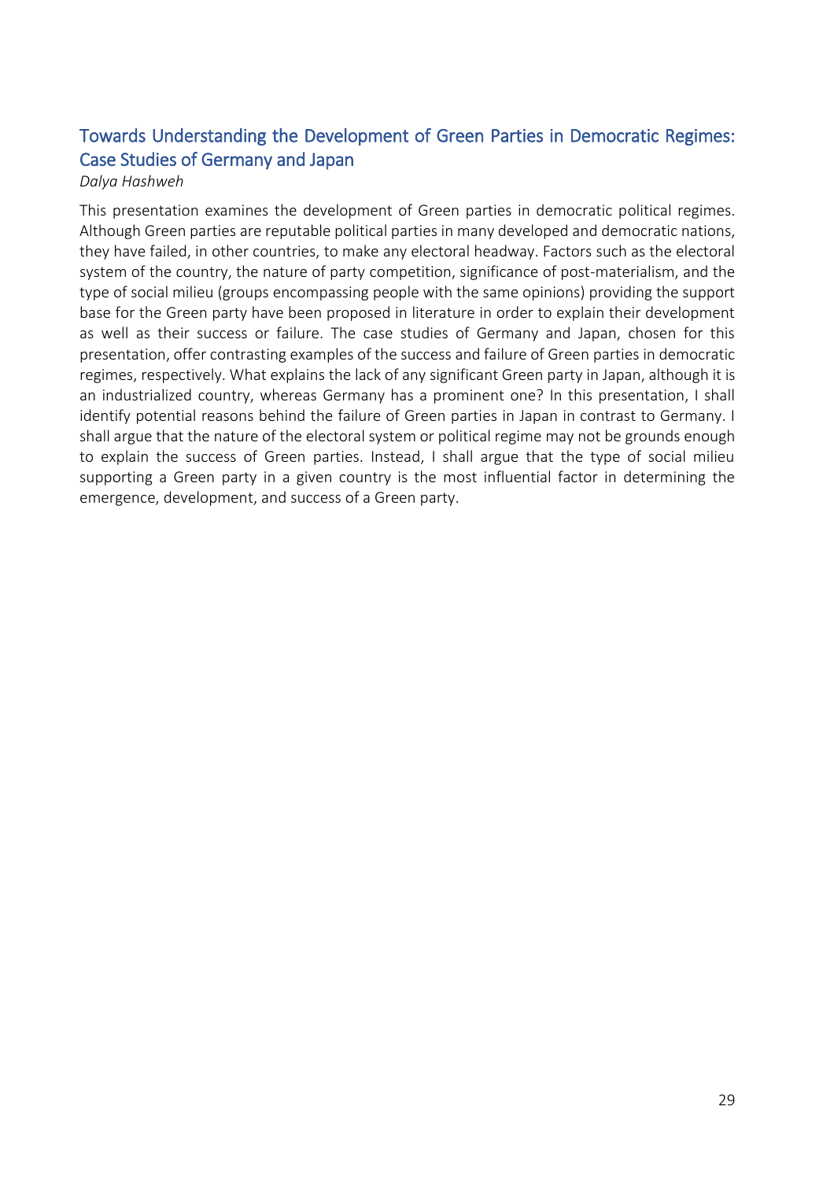## Towards Understanding the Development of Green Parties in Democratic Regimes: Case Studies of Germany and Japan

*Dalya Hashweh*

This presentation examines the development of Green parties in democratic political regimes. Although Green parties are reputable political parties in many developed and democratic nations, they have failed, in other countries, to make any electoral headway. Factors such as the electoral system of the country, the nature of party competition, significance of post-materialism, and the type of social milieu (groups encompassing people with the same opinions) providing the support base for the Green party have been proposed in literature in order to explain their development as well as their success or failure. The case studies of Germany and Japan, chosen for this presentation, offer contrasting examples of the success and failure of Green parties in democratic regimes, respectively. What explains the lack of any significant Green party in Japan, although it is an industrialized country, whereas Germany has a prominent one? In this presentation, I shall identify potential reasons behind the failure of Green parties in Japan in contrast to Germany. I shall argue that the nature of the electoral system or political regime may not be grounds enough to explain the success of Green parties. Instead, I shall argue that the type of social milieu supporting a Green party in a given country is the most influential factor in determining the emergence, development, and success of a Green party.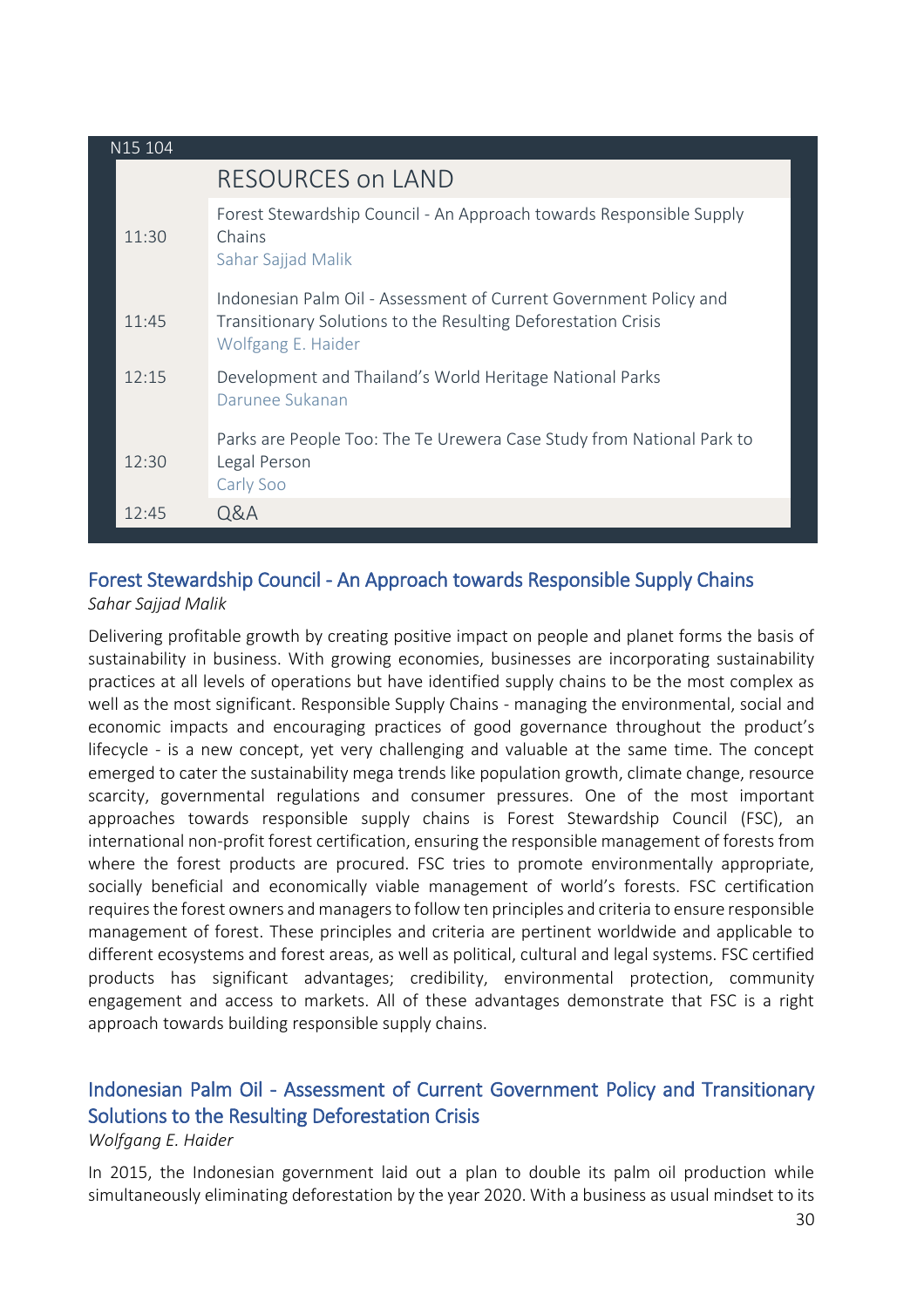| N15 104 | |
|---|---|
| | RESOURCES on LAND |
| 11:30 | Forest Stewardship Council - An Approach towards Responsible Supply Chains<br>Sahar Sajjad Malik |
| 11:45 | Indonesian Palm Oil - Assessment of Current Government Policy and Transitionary Solutions to the Resulting Deforestation Crisis<br>Wolfgang E. Haider |
| 12:15 | Development and Thailand's World Heritage National Parks<br>Darunee Sukanan |
| 12:30 | Parks are People Too: The Te Urewera Case Study from National Park to Legal Person<br>Carly Soo |
| 12:45 | Q&A |

## Forest Stewardship Council - An Approach towards Responsible Supply Chains

*Sahar Sajjad Malik*

Delivering profitable growth by creating positive impact on people and planet forms the basis of sustainability in business. With growing economies, businesses are incorporating sustainability practices at all levels of operations but have identified supply chains to be the most complex as well as the most significant. Responsible Supply Chains - managing the environmental, social and economic impacts and encouraging practices of good governance throughout the product's lifecycle - is a new concept, yet very challenging and valuable at the same time. The concept emerged to cater the sustainability mega trends like population growth, climate change, resource scarcity, governmental regulations and consumer pressures. One of the most important approaches towards responsible supply chains is Forest Stewardship Council (FSC), an international non-profit forest certification, ensuring the responsible management of forests from where the forest products are procured. FSC tries to promote environmentally appropriate, socially beneficial and economically viable management of world's forests. FSC certification requires the forest owners and managers to follow ten principles and criteria to ensure responsible management of forest. These principles and criteria are pertinent worldwide and applicable to different ecosystems and forest areas, as well as political, cultural and legal systems. FSC certified products has significant advantages; credibility, environmental protection, community engagement and access to markets. All of these advantages demonstrate that FSC is a right approach towards building responsible supply chains.

## Indonesian Palm Oil - Assessment of Current Government Policy and Transitionary Solutions to the Resulting Deforestation Crisis

*Wolfgang E. Haider*

In 2015, the Indonesian government laid out a plan to double its palm oil production while simultaneously eliminating deforestation by the year 2020. With a business as usual mindset to its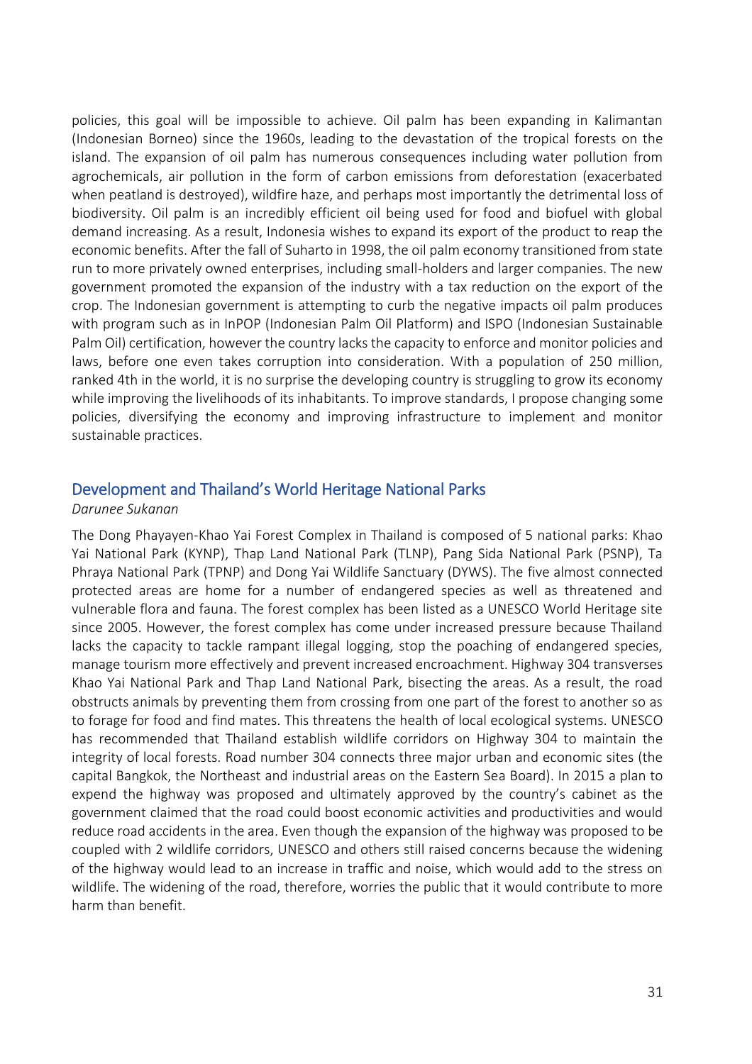policies, this goal will be impossible to achieve. Oil palm has been expanding in Kalimantan (Indonesian Borneo) since the 1960s, leading to the devastation of the tropical forests on the island. The expansion of oil palm has numerous consequences including water pollution from agrochemicals, air pollution in the form of carbon emissions from deforestation (exacerbated when peatland is destroyed), wildfire haze, and perhaps most importantly the detrimental loss of biodiversity. Oil palm is an incredibly efficient oil being used for food and biofuel with global demand increasing. As a result, Indonesia wishes to expand its export of the product to reap the economic benefits. After the fall of Suharto in 1998, the oil palm economy transitioned from state run to more privately owned enterprises, including small-holders and larger companies. The new government promoted the expansion of the industry with a tax reduction on the export of the crop. The Indonesian government is attempting to curb the negative impacts oil palm produces with program such as in InPOP (Indonesian Palm Oil Platform) and ISPO (Indonesian Sustainable Palm Oil) certification, however the country lacks the capacity to enforce and monitor policies and laws, before one even takes corruption into consideration. With a population of 250 million, ranked 4th in the world, it is no surprise the developing country is struggling to grow its economy while improving the livelihoods of its inhabitants. To improve standards, I propose changing some policies, diversifying the economy and improving infrastructure to implement and monitor sustainable practices.

## Development and Thailand's World Heritage National Parks

*Darunee Sukanan*

The Dong Phayayen-Khao Yai Forest Complex in Thailand is composed of 5 national parks: Khao Yai National Park (KYNP), Thap Land National Park (TLNP), Pang Sida National Park (PSNP), Ta Phraya National Park (TPNP) and Dong Yai Wildlife Sanctuary (DYWS). The five almost connected protected areas are home for a number of endangered species as well as threatened and vulnerable flora and fauna. The forest complex has been listed as a UNESCO World Heritage site since 2005. However, the forest complex has come under increased pressure because Thailand lacks the capacity to tackle rampant illegal logging, stop the poaching of endangered species, manage tourism more effectively and prevent increased encroachment. Highway 304 transverses Khao Yai National Park and Thap Land National Park, bisecting the areas. As a result, the road obstructs animals by preventing them from crossing from one part of the forest to another so as to forage for food and find mates. This threatens the health of local ecological systems. UNESCO has recommended that Thailand establish wildlife corridors on Highway 304 to maintain the integrity of local forests. Road number 304 connects three major urban and economic sites (the capital Bangkok, the Northeast and industrial areas on the Eastern Sea Board). In 2015 a plan to expend the highway was proposed and ultimately approved by the country's cabinet as the government claimed that the road could boost economic activities and productivities and would reduce road accidents in the area. Even though the expansion of the highway was proposed to be coupled with 2 wildlife corridors, UNESCO and others still raised concerns because the widening of the highway would lead to an increase in traffic and noise, which would add to the stress on wildlife. The widening of the road, therefore, worries the public that it would contribute to more harm than benefit.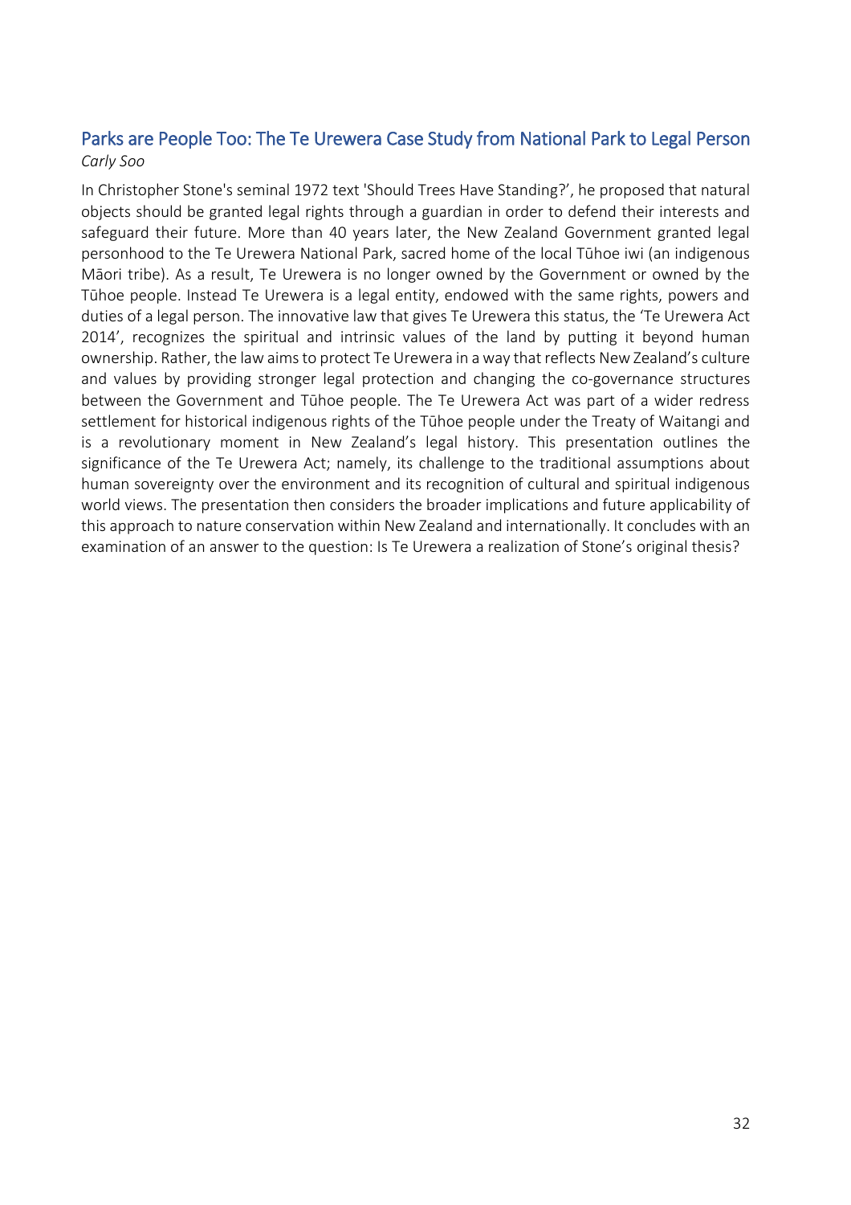## Parks are People Too: The Te Urewera Case Study from National Park to Legal Person

*Carly Soo*

In Christopher Stone's seminal 1972 text 'Should Trees Have Standing?', he proposed that natural objects should be granted legal rights through a guardian in order to defend their interests and safeguard their future. More than 40 years later, the New Zealand Government granted legal personhood to the Te Urewera National Park, sacred home of the local Tūhoe iwi (an indigenous Māori tribe). As a result, Te Urewera is no longer owned by the Government or owned by the Tūhoe people. Instead Te Urewera is a legal entity, endowed with the same rights, powers and duties of a legal person. The innovative law that gives Te Urewera this status, the 'Te Urewera Act 2014', recognizes the spiritual and intrinsic values of the land by putting it beyond human ownership. Rather, the law aims to protect Te Urewera in a way that reflects New Zealand's culture and values by providing stronger legal protection and changing the co-governance structures between the Government and Tūhoe people. The Te Urewera Act was part of a wider redress settlement for historical indigenous rights of the Tūhoe people under the Treaty of Waitangi and is a revolutionary moment in New Zealand's legal history. This presentation outlines the significance of the Te Urewera Act; namely, its challenge to the traditional assumptions about human sovereignty over the environment and its recognition of cultural and spiritual indigenous world views. The presentation then considers the broader implications and future applicability of this approach to nature conservation within New Zealand and internationally. It concludes with an examination of an answer to the question: Is Te Urewera a realization of Stone's original thesis?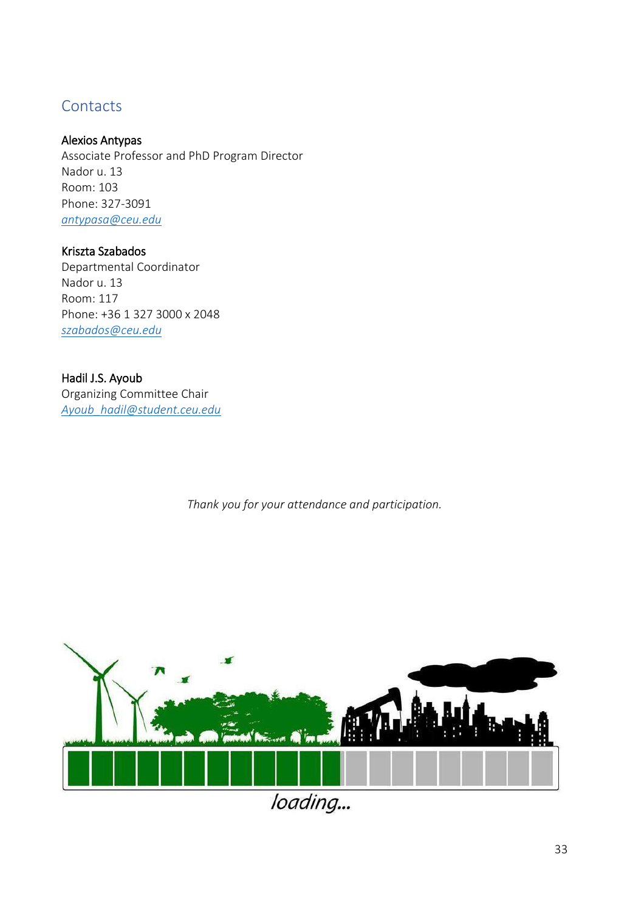## Contacts

**Alexios Antypas**
Associate Professor and PhD Program Director
Nador u. 13
Room: 103
Phone: 327-3091
*antypasa@ceu.edu*

**Kriszta Szabados**
Departmental Coordinator
Nador u. 13
Room: 117
Phone: +36 1 327 3000 x 2048
*szabados@ceu.edu*

**Hadil J.S. Ayoub**
Organizing Committee Chair
*Ayoub_hadil@student.ceu.edu*

*Thank you for your attendance and participation.*

loading...